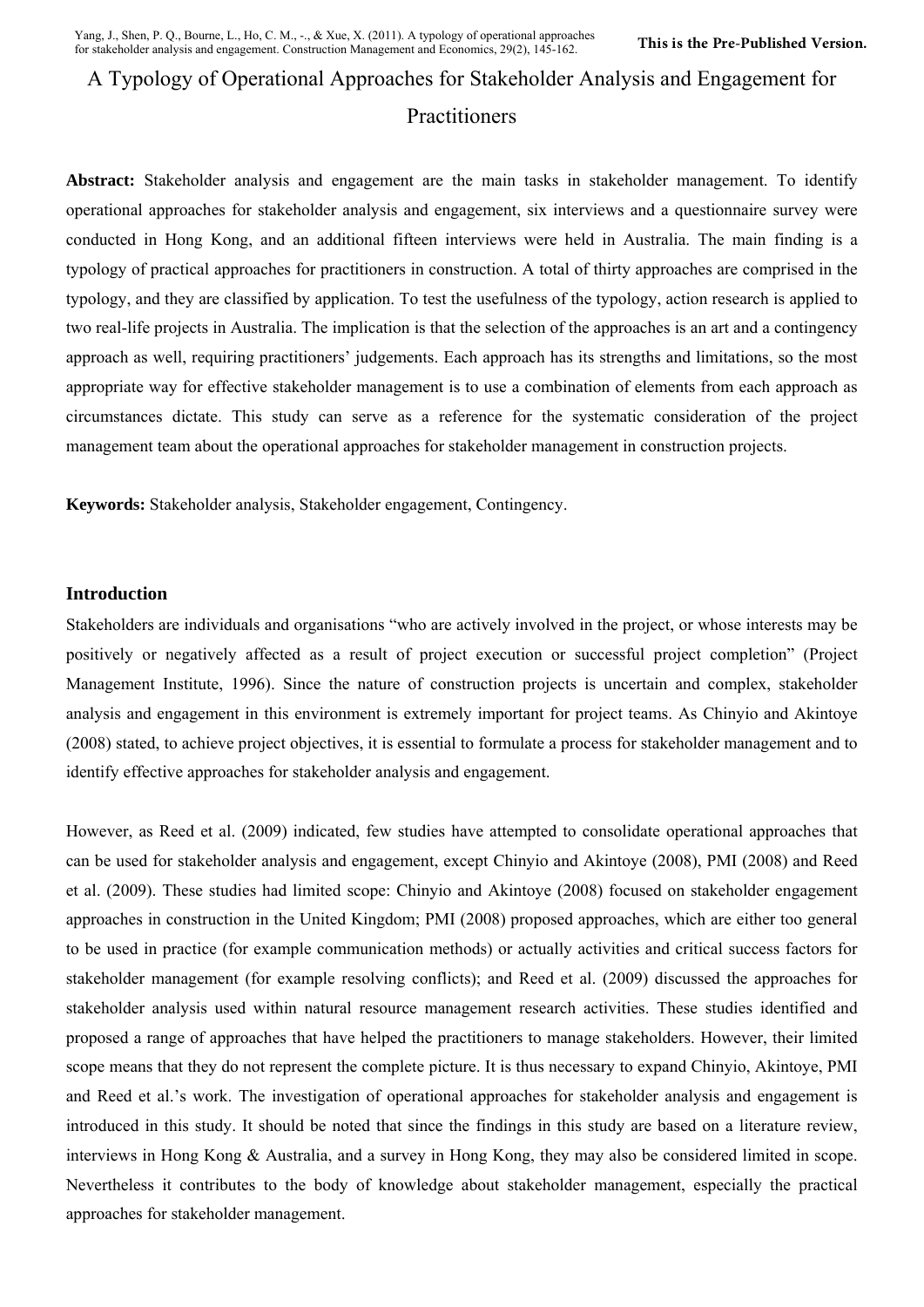# A Typology of Operational Approaches for Stakeholder Analysis and Engagement for Practitioners

**Abstract:** Stakeholder analysis and engagement are the main tasks in stakeholder management. To identify operational approaches for stakeholder analysis and engagement, six interviews and a questionnaire survey were conducted in Hong Kong, and an additional fifteen interviews were held in Australia. The main finding is a typology of practical approaches for practitioners in construction. A total of thirty approaches are comprised in the typology, and they are classified by application. To test the usefulness of the typology, action research is applied to two real-life projects in Australia. The implication is that the selection of the approaches is an art and a contingency approach as well, requiring practitioners' judgements. Each approach has its strengths and limitations, so the most appropriate way for effective stakeholder management is to use a combination of elements from each approach as circumstances dictate. This study can serve as a reference for the systematic consideration of the project management team about the operational approaches for stakeholder management in construction projects.

**Keywords:** Stakeholder analysis, Stakeholder engagement, Contingency.

## Introduction

Stakeholders are individuals and organisations "who are actively involved in the project, or whose interests may be positively or negatively affected as a result of project execution or successful project completion" (Project Management Institute, 1996). Since the nature of construction projects is uncertain and complex, stakeholder analysis and engagement in this environment is extremely important for project teams. As Chinyio and Akintoye (2008) stated, to achieve project objectives, it is essential to formulate a process for stakeholder management and to identify effective approaches for stakeholder analysis and engagement.

However, as Reed et al. (2009) indicated, few studies have attempted to consolidate operational approaches that can be used for stakeholder analysis and engagement, except Chinyio and Akintoye (2008), PMI (2008) and Reed et al. (2009). These studies had limited scope: Chinyio and Akintoye (2008) focused on stakeholder engagement approaches in construction in the United Kingdom; PMI (2008) proposed approaches, which are either too general to be used in practice (for example communication methods) or actually activities and critical success factors for stakeholder management (for example resolving conflicts); and Reed et al. (2009) discussed the approaches for stakeholder analysis used within natural resource management research activities. These studies identified and proposed a range of approaches that have helped the practitioners to manage stakeholders. However, their limited scope means that they do not represent the complete picture. It is thus necessary to expand Chinyio, Akintoye, PMI and Reed et al.'s work. The investigation of operational approaches for stakeholder analysis and engagement is introduced in this study. It should be noted that since the findings in this study are based on a literature review, interviews in Hong Kong & Australia, and a survey in Hong Kong, they may also be considered limited in scope. Nevertheless it contributes to the body of knowledge about stakeholder management, especially the practical approaches for stakeholder management.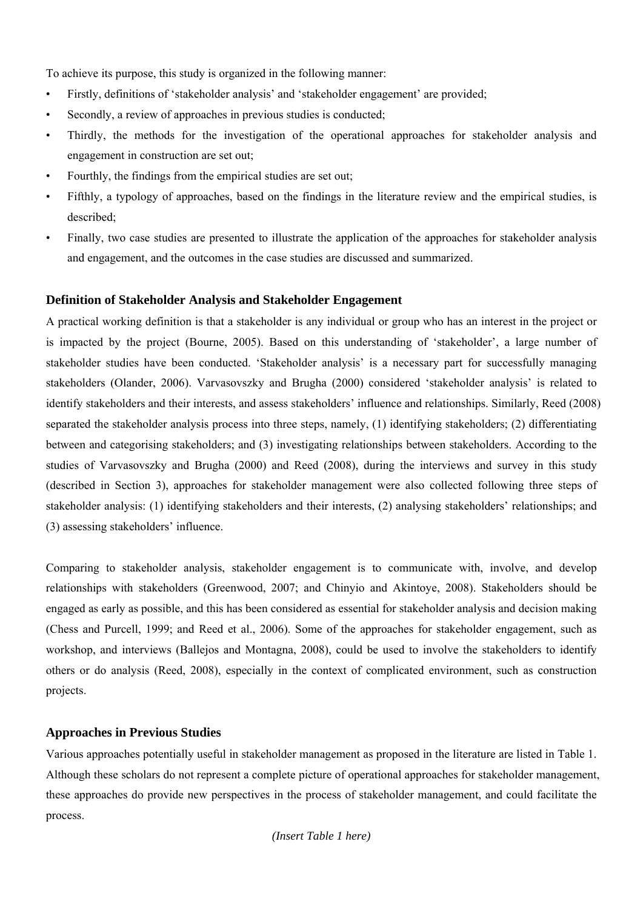To achieve its purpose, this study is organized in the following manner:

- Firstly, definitions of 'stakeholder analysis' and 'stakeholder engagement' are provided;
- Secondly, a review of approaches in previous studies is conducted;
- Thirdly, the methods for the investigation of the operational approaches for stakeholder analysis and engagement in construction are set out;
- Fourthly, the findings from the empirical studies are set out;
- Fifthly, a typology of approaches, based on the findings in the literature review and the empirical studies, is described;
- Finally, two case studies are presented to illustrate the application of the approaches for stakeholder analysis and engagement, and the outcomes in the case studies are discussed and summarized.

### Definition of Stakeholder Analysis and Stakeholder Engagement

A practical working definition is that a stakeholder is any individual or group who has an interest in the project or is impacted by the project (Bourne, 2005). Based on this understanding of 'stakeholder', a large number of stakeholder studies have been conducted. 'Stakeholder analysis' is a necessary part for successfully managing stakeholders (Olander, 2006). Varvasovszky and Brugha (2000) considered 'stakeholder analysis' is related to identify stakeholders and their interests, and assess stakeholders' influence and relationships. Similarly, Reed (2008) separated the stakeholder analysis process into three steps, namely, (1) identifying stakeholders; (2) differentiating between and categorising stakeholders; and (3) investigating relationships between stakeholders. According to the studies of Varvasovszky and Brugha (2000) and Reed (2008), during the interviews and survey in this study (described in Section 3), approaches for stakeholder management were also collected following three steps of stakeholder analysis: (1) identifying stakeholders and their interests, (2) analysing stakeholders' relationships; and (3) assessing stakeholders' influence.

Comparing to stakeholder analysis, stakeholder engagement is to communicate with, involve, and develop relationships with stakeholders (Greenwood, 2007; and Chinyio and Akintoye, 2008). Stakeholders should be engaged as early as possible, and this has been considered as essential for stakeholder analysis and decision making (Chess and Purcell, 1999; and Reed et al., 2006). Some of the approaches for stakeholder engagement, such as workshop, and interviews (Ballejos and Montagna, 2008), could be used to involve the stakeholders to identify others or do analysis (Reed, 2008), especially in the context of complicated environment, such as construction projects.

### Approaches in Previous Studies

Various approaches potentially useful in stakeholder management as proposed in the literature are listed in Table 1. Although these scholars do not represent a complete picture of operational approaches for stakeholder management, these approaches do provide new perspectives in the process of stakeholder management, and could facilitate the process.

*(Insert Table 1 here)*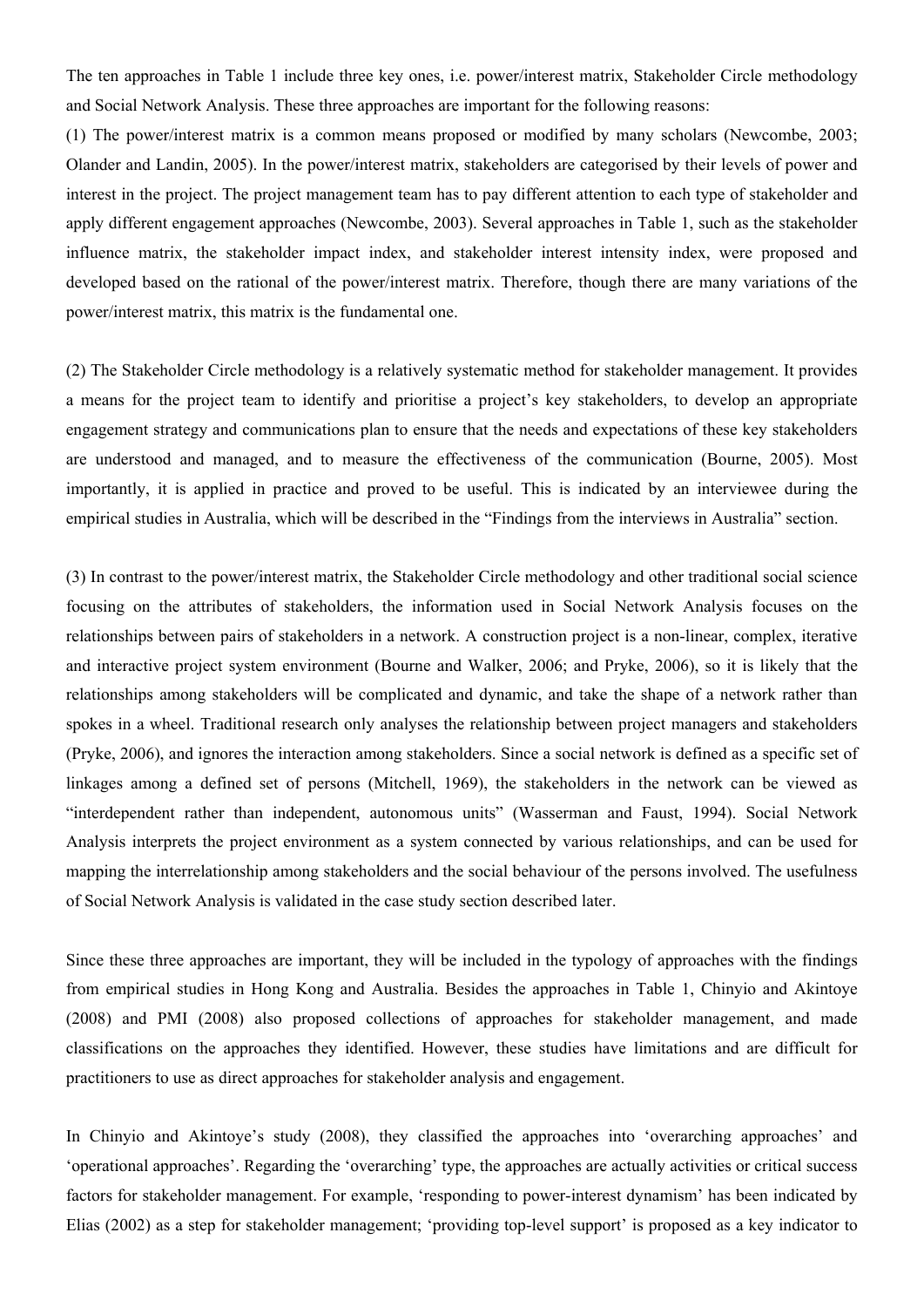The ten approaches in Table 1 include three key ones, i.e. power/interest matrix, Stakeholder Circle methodology and Social Network Analysis. These three approaches are important for the following reasons:

(1) The power/interest matrix is a common means proposed or modified by many scholars (Newcombe, 2003; Olander and Landin, 2005). In the power/interest matrix, stakeholders are categorised by their levels of power and interest in the project. The project management team has to pay different attention to each type of stakeholder and apply different engagement approaches (Newcombe, 2003). Several approaches in Table 1, such as the stakeholder influence matrix, the stakeholder impact index, and stakeholder interest intensity index, were proposed and developed based on the rational of the power/interest matrix. Therefore, though there are many variations of the power/interest matrix, this matrix is the fundamental one.

(2) The Stakeholder Circle methodology is a relatively systematic method for stakeholder management. It provides a means for the project team to identify and prioritise a project's key stakeholders, to develop an appropriate engagement strategy and communications plan to ensure that the needs and expectations of these key stakeholders are understood and managed, and to measure the effectiveness of the communication (Bourne, 2005). Most importantly, it is applied in practice and proved to be useful. This is indicated by an interviewee during the empirical studies in Australia, which will be described in the "Findings from the interviews in Australia" section.

(3) In contrast to the power/interest matrix, the Stakeholder Circle methodology and other traditional social science focusing on the attributes of stakeholders, the information used in Social Network Analysis focuses on the relationships between pairs of stakeholders in a network. A construction project is a non-linear, complex, iterative and interactive project system environment (Bourne and Walker, 2006; and Pryke, 2006), so it is likely that the relationships among stakeholders will be complicated and dynamic, and take the shape of a network rather than spokes in a wheel. Traditional research only analyses the relationship between project managers and stakeholders (Pryke, 2006), and ignores the interaction among stakeholders. Since a social network is defined as a specific set of linkages among a defined set of persons (Mitchell, 1969), the stakeholders in the network can be viewed as "interdependent rather than independent, autonomous units" (Wasserman and Faust, 1994). Social Network Analysis interprets the project environment as a system connected by various relationships, and can be used for mapping the interrelationship among stakeholders and the social behaviour of the persons involved. The usefulness of Social Network Analysis is validated in the case study section described later.

Since these three approaches are important, they will be included in the typology of approaches with the findings from empirical studies in Hong Kong and Australia. Besides the approaches in Table 1, Chinyio and Akintoye (2008) and PMI (2008) also proposed collections of approaches for stakeholder management, and made classifications on the approaches they identified. However, these studies have limitations and are difficult for practitioners to use as direct approaches for stakeholder analysis and engagement.

In Chinyio and Akintoye's study (2008), they classified the approaches into 'overarching approaches' and 'operational approaches'. Regarding the 'overarching' type, the approaches are actually activities or critical success factors for stakeholder management. For example, 'responding to power-interest dynamism' has been indicated by Elias (2002) as a step for stakeholder management; 'providing top-level support' is proposed as a key indicator to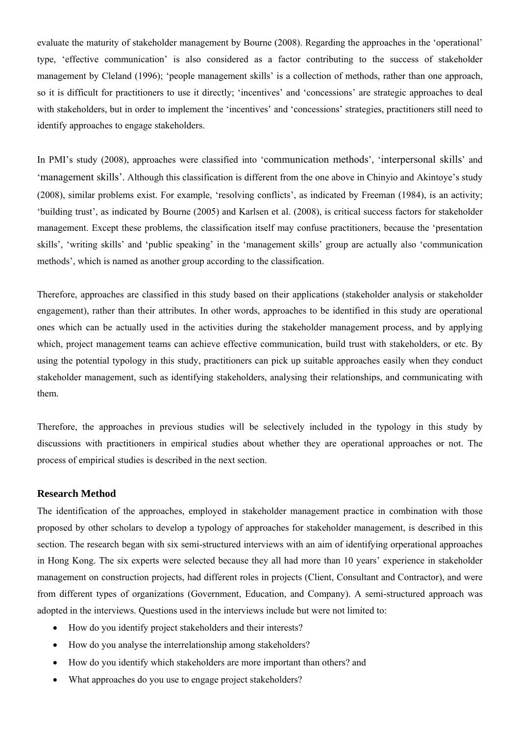evaluate the maturity of stakeholder management by Bourne (2008). Regarding the approaches in the 'operational' type, 'effective communication' is also considered as a factor contributing to the success of stakeholder management by Cleland (1996); 'people management skills' is a collection of methods, rather than one approach, so it is difficult for practitioners to use it directly; 'incentives' and 'concessions' are strategic approaches to deal with stakeholders, but in order to implement the 'incentives' and 'concessions' strategies, practitioners still need to identify approaches to engage stakeholders.

In PMI's study (2008), approaches were classified into 'communication methods', 'interpersonal skills' and 'management skills'. Although this classification is different from the one above in Chinyio and Akintoye's study (2008), similar problems exist. For example, 'resolving conflicts', as indicated by Freeman (1984), is an activity; 'building trust', as indicated by Bourne (2005) and Karlsen et al. (2008), is critical success factors for stakeholder management. Except these problems, the classification itself may confuse practitioners, because the 'presentation skills', 'writing skills' and 'public speaking' in the 'management skills' group are actually also 'communication methods', which is named as another group according to the classification.

Therefore, approaches are classified in this study based on their applications (stakeholder analysis or stakeholder engagement), rather than their attributes. In other words, approaches to be identified in this study are operational ones which can be actually used in the activities during the stakeholder management process, and by applying which, project management teams can achieve effective communication, build trust with stakeholders, or etc. By using the potential typology in this study, practitioners can pick up suitable approaches easily when they conduct stakeholder management, such as identifying stakeholders, analysing their relationships, and communicating with them.

Therefore, the approaches in previous studies will be selectively included in the typology in this study by discussions with practitioners in empirical studies about whether they are operational approaches or not. The process of empirical studies is described in the next section.

## Research Method

The identification of the approaches, employed in stakeholder management practice in combination with those proposed by other scholars to develop a typology of approaches for stakeholder management, is described in this section. The research began with six semi-structured interviews with an aim of identifying orperational approaches in Hong Kong. The six experts were selected because they all had more than 10 years' experience in stakeholder management on construction projects, had different roles in projects (Client, Consultant and Contractor), and were from different types of organizations (Government, Education, and Company). A semi-structured approach was adopted in the interviews. Questions used in the interviews include but were not limited to:

- How do you identify project stakeholders and their interests?
- How do you analyse the interrelationship among stakeholders?
- How do you identify which stakeholders are more important than others? and
- What approaches do you use to engage project stakeholders?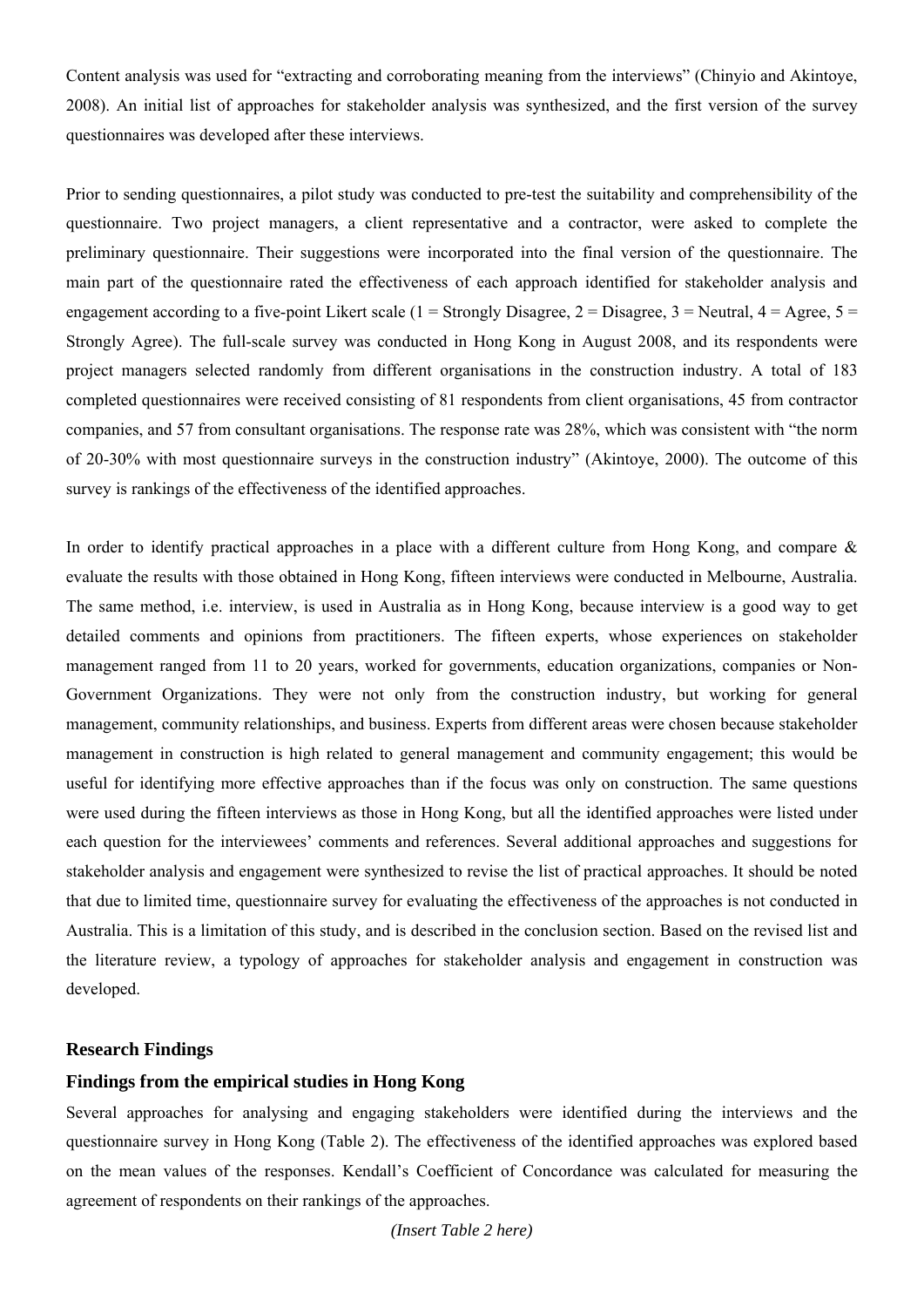Content analysis was used for "extracting and corroborating meaning from the interviews" (Chinyio and Akintoye, 2008). An initial list of approaches for stakeholder analysis was synthesized, and the first version of the survey questionnaires was developed after these interviews.

Prior to sending questionnaires, a pilot study was conducted to pre-test the suitability and comprehensibility of the questionnaire. Two project managers, a client representative and a contractor, were asked to complete the preliminary questionnaire. Their suggestions were incorporated into the final version of the questionnaire. The main part of the questionnaire rated the effectiveness of each approach identified for stakeholder analysis and engagement according to a five-point Likert scale (1 = Strongly Disagree, 2 = Disagree, 3 = Neutral, 4 = Agree, 5 = Strongly Agree). The full-scale survey was conducted in Hong Kong in August 2008, and its respondents were project managers selected randomly from different organisations in the construction industry. A total of 183 completed questionnaires were received consisting of 81 respondents from client organisations, 45 from contractor companies, and 57 from consultant organisations. The response rate was 28%, which was consistent with "the norm of 20-30% with most questionnaire surveys in the construction industry" (Akintoye, 2000). The outcome of this survey is rankings of the effectiveness of the identified approaches.

In order to identify practical approaches in a place with a different culture from Hong Kong, and compare & evaluate the results with those obtained in Hong Kong, fifteen interviews were conducted in Melbourne, Australia. The same method, i.e. interview, is used in Australia as in Hong Kong, because interview is a good way to get detailed comments and opinions from practitioners. The fifteen experts, whose experiences on stakeholder management ranged from 11 to 20 years, worked for governments, education organizations, companies or Non-Government Organizations. They were not only from the construction industry, but working for general management, community relationships, and business. Experts from different areas were chosen because stakeholder management in construction is high related to general management and community engagement; this would be useful for identifying more effective approaches than if the focus was only on construction. The same questions were used during the fifteen interviews as those in Hong Kong, but all the identified approaches were listed under each question for the interviewees' comments and references. Several additional approaches and suggestions for stakeholder analysis and engagement were synthesized to revise the list of practical approaches. It should be noted that due to limited time, questionnaire survey for evaluating the effectiveness of the approaches is not conducted in Australia. This is a limitation of this study, and is described in the conclusion section. Based on the revised list and the literature review, a typology of approaches for stakeholder analysis and engagement in construction was developed.

## Research Findings

### Findings from the empirical studies in Hong Kong

Several approaches for analysing and engaging stakeholders were identified during the interviews and the questionnaire survey in Hong Kong (Table 2). The effectiveness of the identified approaches was explored based on the mean values of the responses. Kendall's Coefficient of Concordance was calculated for measuring the agreement of respondents on their rankings of the approaches.

*(Insert Table 2 here)*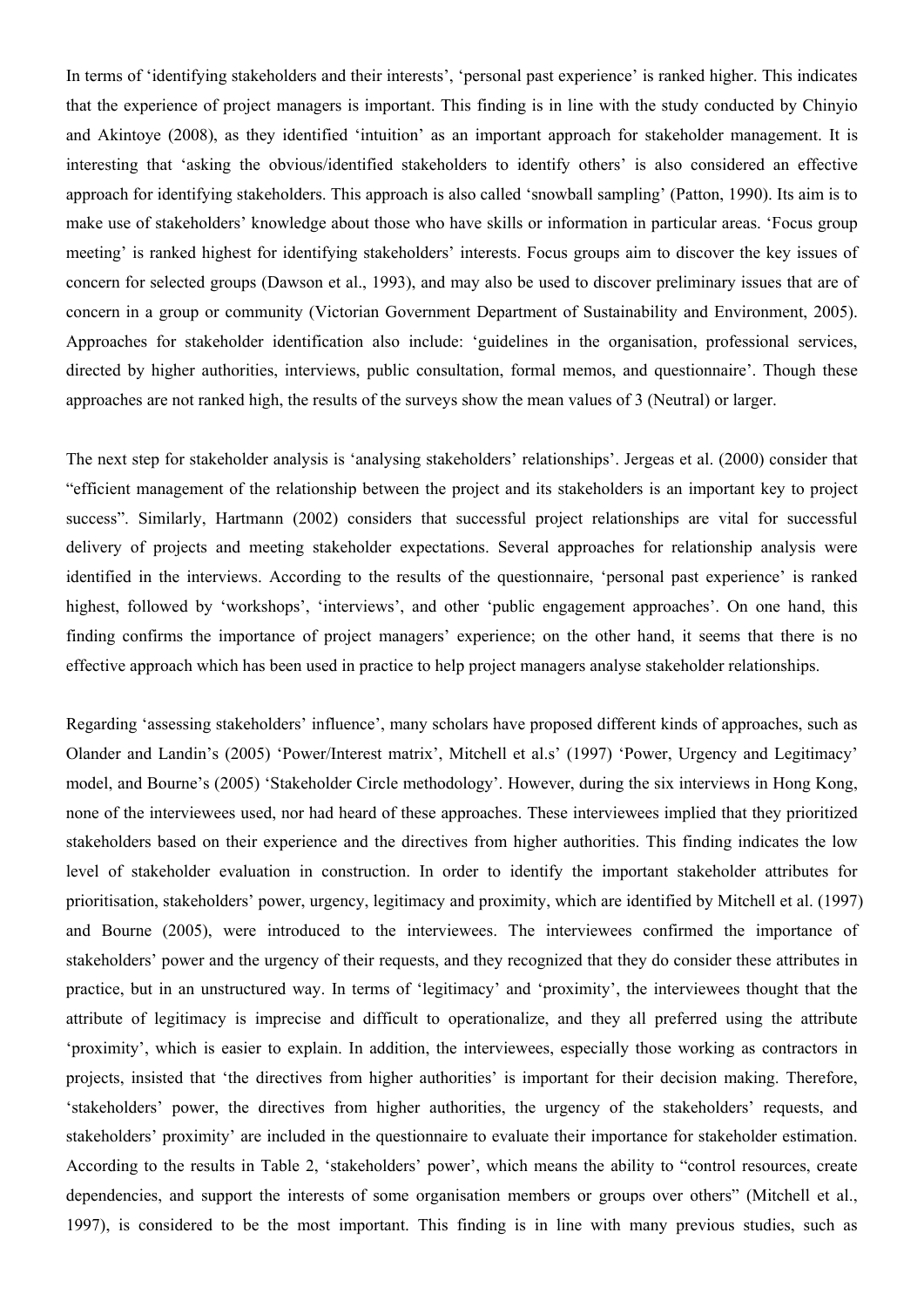In terms of 'identifying stakeholders and their interests', 'personal past experience' is ranked higher. This indicates that the experience of project managers is important. This finding is in line with the study conducted by Chinyio and Akintoye (2008), as they identified 'intuition' as an important approach for stakeholder management. It is interesting that 'asking the obvious/identified stakeholders to identify others' is also considered an effective approach for identifying stakeholders. This approach is also called 'snowball sampling' (Patton, 1990). Its aim is to make use of stakeholders' knowledge about those who have skills or information in particular areas. 'Focus group meeting' is ranked highest for identifying stakeholders' interests. Focus groups aim to discover the key issues of concern for selected groups (Dawson et al., 1993), and may also be used to discover preliminary issues that are of concern in a group or community (Victorian Government Department of Sustainability and Environment, 2005). Approaches for stakeholder identification also include: 'guidelines in the organisation, professional services, directed by higher authorities, interviews, public consultation, formal memos, and questionnaire'. Though these approaches are not ranked high, the results of the surveys show the mean values of 3 (Neutral) or larger.

The next step for stakeholder analysis is 'analysing stakeholders' relationships'. Jergeas et al. (2000) consider that "efficient management of the relationship between the project and its stakeholders is an important key to project success". Similarly, Hartmann (2002) considers that successful project relationships are vital for successful delivery of projects and meeting stakeholder expectations. Several approaches for relationship analysis were identified in the interviews. According to the results of the questionnaire, 'personal past experience' is ranked highest, followed by 'workshops', 'interviews', and other 'public engagement approaches'. On one hand, this finding confirms the importance of project managers' experience; on the other hand, it seems that there is no effective approach which has been used in practice to help project managers analyse stakeholder relationships.

Regarding 'assessing stakeholders' influence', many scholars have proposed different kinds of approaches, such as Olander and Landin's (2005) 'Power/Interest matrix', Mitchell et al.s' (1997) 'Power, Urgency and Legitimacy' model, and Bourne's (2005) 'Stakeholder Circle methodology'. However, during the six interviews in Hong Kong, none of the interviewees used, nor had heard of these approaches. These interviewees implied that they prioritized stakeholders based on their experience and the directives from higher authorities. This finding indicates the low level of stakeholder evaluation in construction. In order to identify the important stakeholder attributes for prioritisation, stakeholders' power, urgency, legitimacy and proximity, which are identified by Mitchell et al. (1997) and Bourne (2005), were introduced to the interviewees. The interviewees confirmed the importance of stakeholders' power and the urgency of their requests, and they recognized that they do consider these attributes in practice, but in an unstructured way. In terms of 'legitimacy' and 'proximity', the interviewees thought that the attribute of legitimacy is imprecise and difficult to operationalize, and they all preferred using the attribute 'proximity', which is easier to explain. In addition, the interviewees, especially those working as contractors in projects, insisted that 'the directives from higher authorities' is important for their decision making. Therefore, 'stakeholders' power, the directives from higher authorities, the urgency of the stakeholders' requests, and stakeholders' proximity' are included in the questionnaire to evaluate their importance for stakeholder estimation. According to the results in Table 2, 'stakeholders' power', which means the ability to "control resources, create dependencies, and support the interests of some organisation members or groups over others" (Mitchell et al., 1997), is considered to be the most important. This finding is in line with many previous studies, such as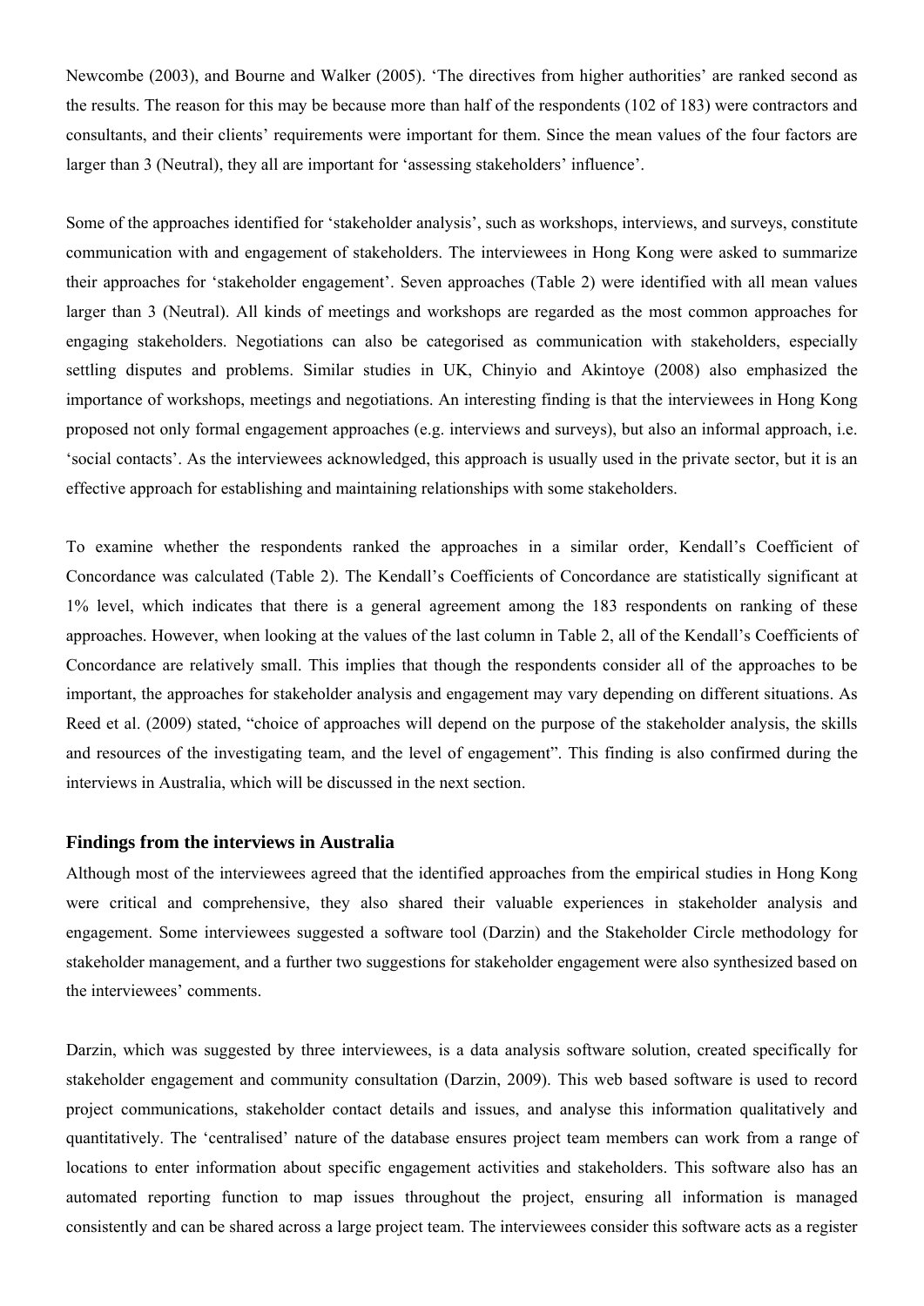Newcombe (2003), and Bourne and Walker (2005). 'The directives from higher authorities' are ranked second as the results. The reason for this may be because more than half of the respondents (102 of 183) were contractors and consultants, and their clients' requirements were important for them. Since the mean values of the four factors are larger than 3 (Neutral), they all are important for 'assessing stakeholders' influence'.

Some of the approaches identified for 'stakeholder analysis', such as workshops, interviews, and surveys, constitute communication with and engagement of stakeholders. The interviewees in Hong Kong were asked to summarize their approaches for 'stakeholder engagement'. Seven approaches (Table 2) were identified with all mean values larger than 3 (Neutral). All kinds of meetings and workshops are regarded as the most common approaches for engaging stakeholders. Negotiations can also be categorised as communication with stakeholders, especially settling disputes and problems. Similar studies in UK, Chinyio and Akintoye (2008) also emphasized the importance of workshops, meetings and negotiations. An interesting finding is that the interviewees in Hong Kong proposed not only formal engagement approaches (e.g. interviews and surveys), but also an informal approach, i.e. 'social contacts'. As the interviewees acknowledged, this approach is usually used in the private sector, but it is an effective approach for establishing and maintaining relationships with some stakeholders.

To examine whether the respondents ranked the approaches in a similar order, Kendall's Coefficient of Concordance was calculated (Table 2). The Kendall's Coefficients of Concordance are statistically significant at 1% level, which indicates that there is a general agreement among the 183 respondents on ranking of these approaches. However, when looking at the values of the last column in Table 2, all of the Kendall's Coefficients of Concordance are relatively small. This implies that though the respondents consider all of the approaches to be important, the approaches for stakeholder analysis and engagement may vary depending on different situations. As Reed et al. (2009) stated, "choice of approaches will depend on the purpose of the stakeholder analysis, the skills and resources of the investigating team, and the level of engagement". This finding is also confirmed during the interviews in Australia, which will be discussed in the next section.

## Findings from the interviews in Australia

Although most of the interviewees agreed that the identified approaches from the empirical studies in Hong Kong were critical and comprehensive, they also shared their valuable experiences in stakeholder analysis and engagement. Some interviewees suggested a software tool (Darzin) and the Stakeholder Circle methodology for stakeholder management, and a further two suggestions for stakeholder engagement were also synthesized based on the interviewees' comments.

Darzin, which was suggested by three interviewees, is a data analysis software solution, created specifically for stakeholder engagement and community consultation (Darzin, 2009). This web based software is used to record project communications, stakeholder contact details and issues, and analyse this information qualitatively and quantitatively. The 'centralised' nature of the database ensures project team members can work from a range of locations to enter information about specific engagement activities and stakeholders. This software also has an automated reporting function to map issues throughout the project, ensuring all information is managed consistently and can be shared across a large project team. The interviewees consider this software acts as a register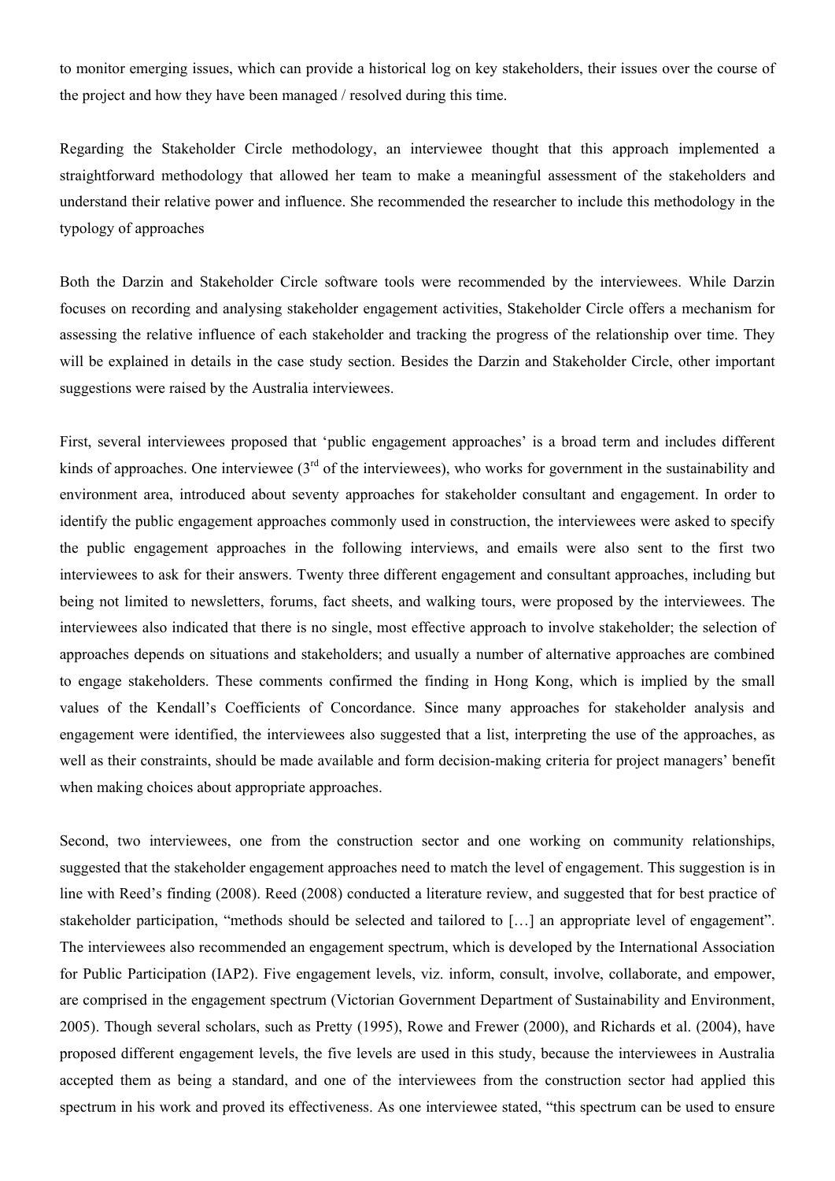to monitor emerging issues, which can provide a historical log on key stakeholders, their issues over the course of the project and how they have been managed / resolved during this time.

Regarding the Stakeholder Circle methodology, an interviewee thought that this approach implemented a straightforward methodology that allowed her team to make a meaningful assessment of the stakeholders and understand their relative power and influence. She recommended the researcher to include this methodology in the typology of approaches

Both the Darzin and Stakeholder Circle software tools were recommended by the interviewees. While Darzin focuses on recording and analysing stakeholder engagement activities, Stakeholder Circle offers a mechanism for assessing the relative influence of each stakeholder and tracking the progress of the relationship over time. They will be explained in details in the case study section. Besides the Darzin and Stakeholder Circle, other important suggestions were raised by the Australia interviewees.

First, several interviewees proposed that 'public engagement approaches' is a broad term and includes different kinds of approaches. One interviewee (3rd of the interviewees), who works for government in the sustainability and environment area, introduced about seventy approaches for stakeholder consultant and engagement. In order to identify the public engagement approaches commonly used in construction, the interviewees were asked to specify the public engagement approaches in the following interviews, and emails were also sent to the first two interviewees to ask for their answers. Twenty three different engagement and consultant approaches, including but being not limited to newsletters, forums, fact sheets, and walking tours, were proposed by the interviewees. The interviewees also indicated that there is no single, most effective approach to involve stakeholder; the selection of approaches depends on situations and stakeholders; and usually a number of alternative approaches are combined to engage stakeholders. These comments confirmed the finding in Hong Kong, which is implied by the small values of the Kendall's Coefficients of Concordance. Since many approaches for stakeholder analysis and engagement were identified, the interviewees also suggested that a list, interpreting the use of the approaches, as well as their constraints, should be made available and form decision-making criteria for project managers' benefit when making choices about appropriate approaches.

Second, two interviewees, one from the construction sector and one working on community relationships, suggested that the stakeholder engagement approaches need to match the level of engagement. This suggestion is in line with Reed's finding (2008). Reed (2008) conducted a literature review, and suggested that for best practice of stakeholder participation, "methods should be selected and tailored to […] an appropriate level of engagement". The interviewees also recommended an engagement spectrum, which is developed by the International Association for Public Participation (IAP2). Five engagement levels, viz. inform, consult, involve, collaborate, and empower, are comprised in the engagement spectrum (Victorian Government Department of Sustainability and Environment, 2005). Though several scholars, such as Pretty (1995), Rowe and Frewer (2000), and Richards et al. (2004), have proposed different engagement levels, the five levels are used in this study, because the interviewees in Australia accepted them as being a standard, and one of the interviewees from the construction sector had applied this spectrum in his work and proved its effectiveness. As one interviewee stated, "this spectrum can be used to ensure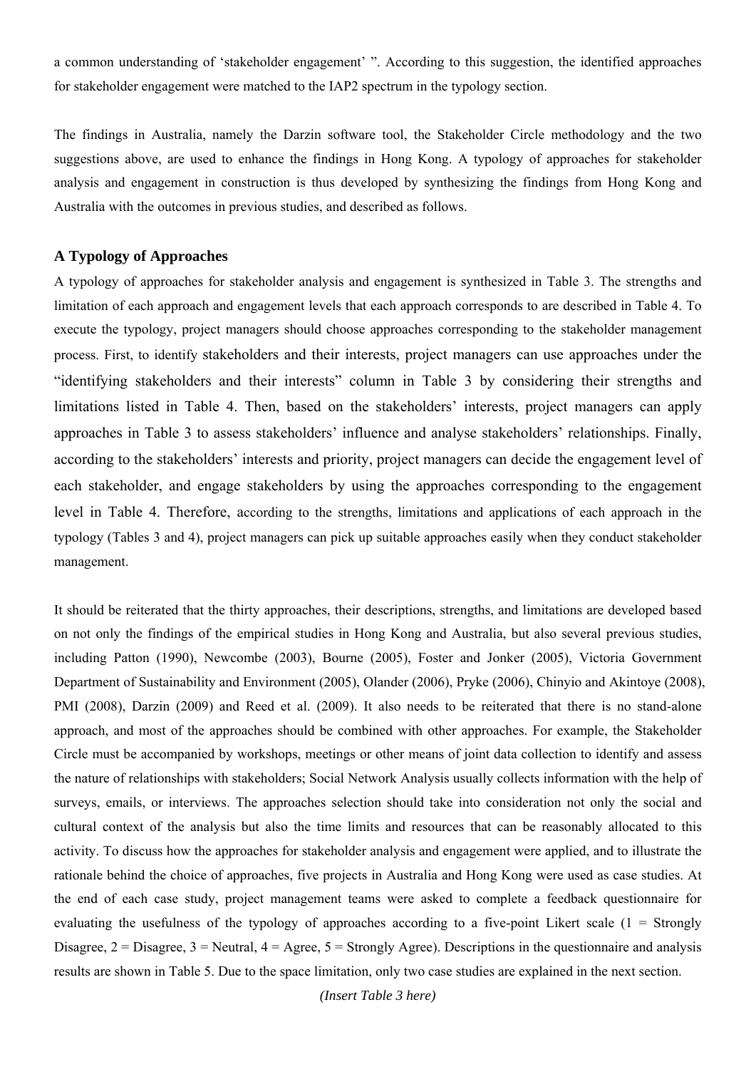a common understanding of 'stakeholder engagement' ". According to this suggestion, the identified approaches for stakeholder engagement were matched to the IAP2 spectrum in the typology section.

The findings in Australia, namely the Darzin software tool, the Stakeholder Circle methodology and the two suggestions above, are used to enhance the findings in Hong Kong. A typology of approaches for stakeholder analysis and engagement in construction is thus developed by synthesizing the findings from Hong Kong and Australia with the outcomes in previous studies, and described as follows.

### A Typology of Approaches

A typology of approaches for stakeholder analysis and engagement is synthesized in Table 3. The strengths and limitation of each approach and engagement levels that each approach corresponds to are described in Table 4. To execute the typology, project managers should choose approaches corresponding to the stakeholder management process. First, to identify stakeholders and their interests, project managers can use approaches under the "identifying stakeholders and their interests" column in Table 3 by considering their strengths and limitations listed in Table 4. Then, based on the stakeholders' interests, project managers can apply approaches in Table 3 to assess stakeholders' influence and analyse stakeholders' relationships. Finally, according to the stakeholders' interests and priority, project managers can decide the engagement level of each stakeholder, and engage stakeholders by using the approaches corresponding to the engagement level in Table 4. Therefore, according to the strengths, limitations and applications of each approach in the typology (Tables 3 and 4), project managers can pick up suitable approaches easily when they conduct stakeholder management.

It should be reiterated that the thirty approaches, their descriptions, strengths, and limitations are developed based on not only the findings of the empirical studies in Hong Kong and Australia, but also several previous studies, including Patton (1990), Newcombe (2003), Bourne (2005), Foster and Jonker (2005), Victoria Government Department of Sustainability and Environment (2005), Olander (2006), Pryke (2006), Chinyio and Akintoye (2008), PMI (2008), Darzin (2009) and Reed et al. (2009). It also needs to be reiterated that there is no stand-alone approach, and most of the approaches should be combined with other approaches. For example, the Stakeholder Circle must be accompanied by workshops, meetings or other means of joint data collection to identify and assess the nature of relationships with stakeholders; Social Network Analysis usually collects information with the help of surveys, emails, or interviews. The approaches selection should take into consideration not only the social and cultural context of the analysis but also the time limits and resources that can be reasonably allocated to this activity. To discuss how the approaches for stakeholder analysis and engagement were applied, and to illustrate the rationale behind the choice of approaches, five projects in Australia and Hong Kong were used as case studies. At the end of each case study, project management teams were asked to complete a feedback questionnaire for evaluating the usefulness of the typology of approaches according to a five-point Likert scale (1 = Strongly Disagree, 2 = Disagree, 3 = Neutral, 4 = Agree, 5 = Strongly Agree). Descriptions in the questionnaire and analysis results are shown in Table 5. Due to the space limitation, only two case studies are explained in the next section.

*(Insert Table 3 here)*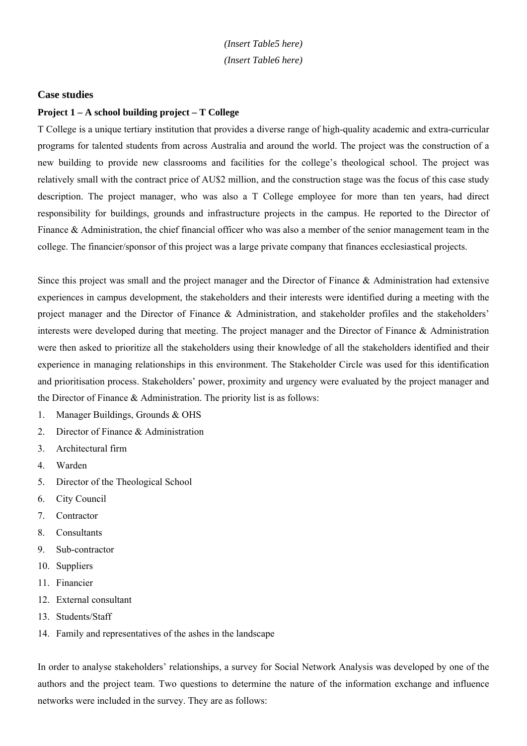*(Insert Table5 here)*

*(Insert Table6 here)*

## Case studies

### Project 1 – A school building project – T College

T College is a unique tertiary institution that provides a diverse range of high-quality academic and extra-curricular programs for talented students from across Australia and around the world. The project was the construction of a new building to provide new classrooms and facilities for the college's theological school. The project was relatively small with the contract price of AU$2 million, and the construction stage was the focus of this case study description. The project manager, who was also a T College employee for more than ten years, had direct responsibility for buildings, grounds and infrastructure projects in the campus. He reported to the Director of Finance & Administration, the chief financial officer who was also a member of the senior management team in the college. The financier/sponsor of this project was a large private company that finances ecclesiastical projects.

Since this project was small and the project manager and the Director of Finance & Administration had extensive experiences in campus development, the stakeholders and their interests were identified during a meeting with the project manager and the Director of Finance & Administration, and stakeholder profiles and the stakeholders' interests were developed during that meeting. The project manager and the Director of Finance & Administration were then asked to prioritize all the stakeholders using their knowledge of all the stakeholders identified and their experience in managing relationships in this environment. The Stakeholder Circle was used for this identification and prioritisation process. Stakeholders' power, proximity and urgency were evaluated by the project manager and the Director of Finance & Administration. The priority list is as follows:

1. Manager Buildings, Grounds & OHS
2. Director of Finance & Administration
3. Architectural firm
4. Warden
5. Director of the Theological School
6. City Council
7. Contractor
8. Consultants
9. Sub-contractor
10. Suppliers
11. Financier
12. External consultant
13. Students/Staff
14. Family and representatives of the ashes in the landscape

In order to analyse stakeholders' relationships, a survey for Social Network Analysis was developed by one of the authors and the project team. Two questions to determine the nature of the information exchange and influence networks were included in the survey. They are as follows: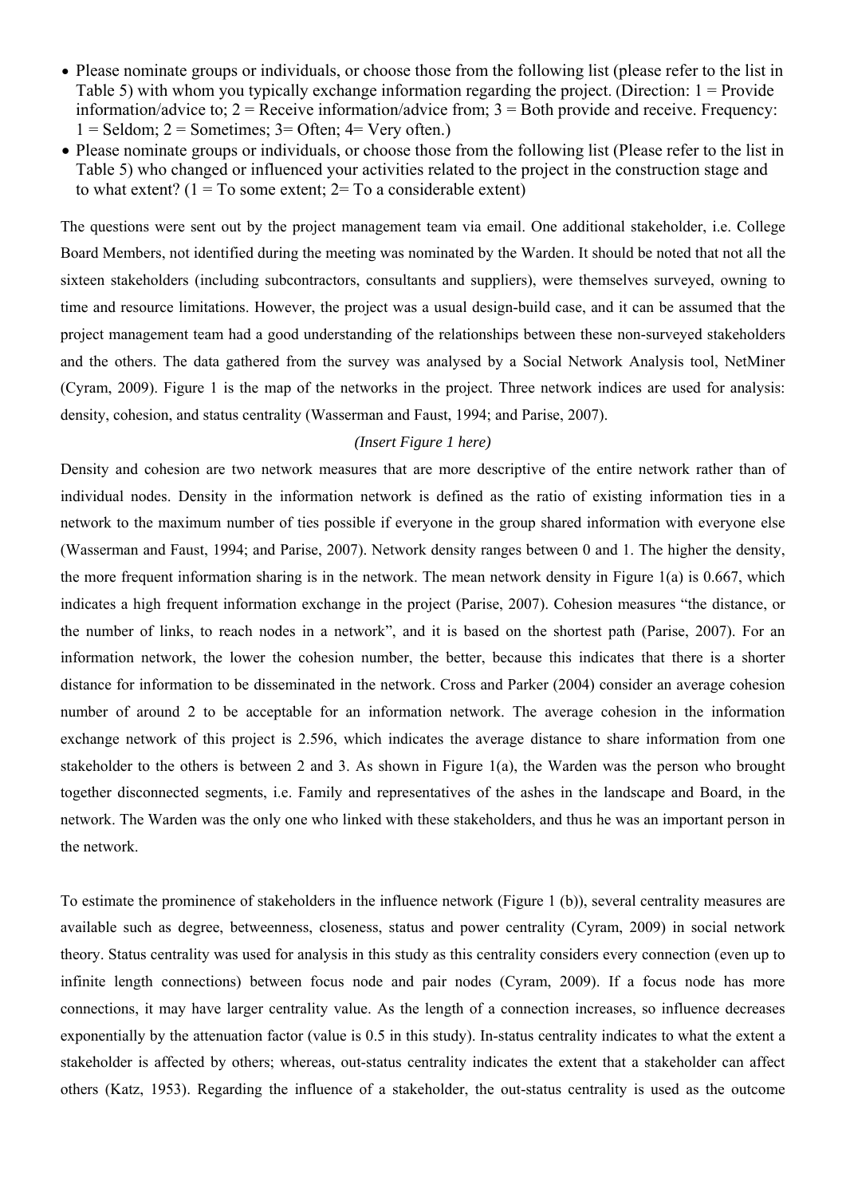- Please nominate groups or individuals, or choose those from the following list (please refer to the list in Table 5) with whom you typically exchange information regarding the project. (Direction: 1 = Provide information/advice to; 2 = Receive information/advice from; 3 = Both provide and receive. Frequency: 1 = Seldom; 2 = Sometimes; 3= Often; 4= Very often.)
- Please nominate groups or individuals, or choose those from the following list (Please refer to the list in Table 5) who changed or influenced your activities related to the project in the construction stage and to what extent? (1 = To some extent; 2= To a considerable extent)

The questions were sent out by the project management team via email. One additional stakeholder, i.e. College Board Members, not identified during the meeting was nominated by the Warden. It should be noted that not all the sixteen stakeholders (including subcontractors, consultants and suppliers), were themselves surveyed, owning to time and resource limitations. However, the project was a usual design-build case, and it can be assumed that the project management team had a good understanding of the relationships between these non-surveyed stakeholders and the others. The data gathered from the survey was analysed by a Social Network Analysis tool, NetMiner (Cyram, 2009). Figure 1 is the map of the networks in the project. Three network indices are used for analysis: density, cohesion, and status centrality (Wasserman and Faust, 1994; and Parise, 2007).

*(Insert Figure 1 here)*

Density and cohesion are two network measures that are more descriptive of the entire network rather than of individual nodes. Density in the information network is defined as the ratio of existing information ties in a network to the maximum number of ties possible if everyone in the group shared information with everyone else (Wasserman and Faust, 1994; and Parise, 2007). Network density ranges between 0 and 1. The higher the density, the more frequent information sharing is in the network. The mean network density in Figure 1(a) is 0.667, which indicates a high frequent information exchange in the project (Parise, 2007). Cohesion measures "the distance, or the number of links, to reach nodes in a network", and it is based on the shortest path (Parise, 2007). For an information network, the lower the cohesion number, the better, because this indicates that there is a shorter distance for information to be disseminated in the network. Cross and Parker (2004) consider an average cohesion number of around 2 to be acceptable for an information network. The average cohesion in the information exchange network of this project is 2.596, which indicates the average distance to share information from one stakeholder to the others is between 2 and 3. As shown in Figure 1(a), the Warden was the person who brought together disconnected segments, i.e. Family and representatives of the ashes in the landscape and Board, in the network. The Warden was the only one who linked with these stakeholders, and thus he was an important person in the network.

To estimate the prominence of stakeholders in the influence network (Figure 1 (b)), several centrality measures are available such as degree, betweenness, closeness, status and power centrality (Cyram, 2009) in social network theory. Status centrality was used for analysis in this study as this centrality considers every connection (even up to infinite length connections) between focus node and pair nodes (Cyram, 2009). If a focus node has more connections, it may have larger centrality value. As the length of a connection increases, so influence decreases exponentially by the attenuation factor (value is 0.5 in this study). In-status centrality indicates to what the extent a stakeholder is affected by others; whereas, out-status centrality indicates the extent that a stakeholder can affect others (Katz, 1953). Regarding the influence of a stakeholder, the out-status centrality is used as the outcome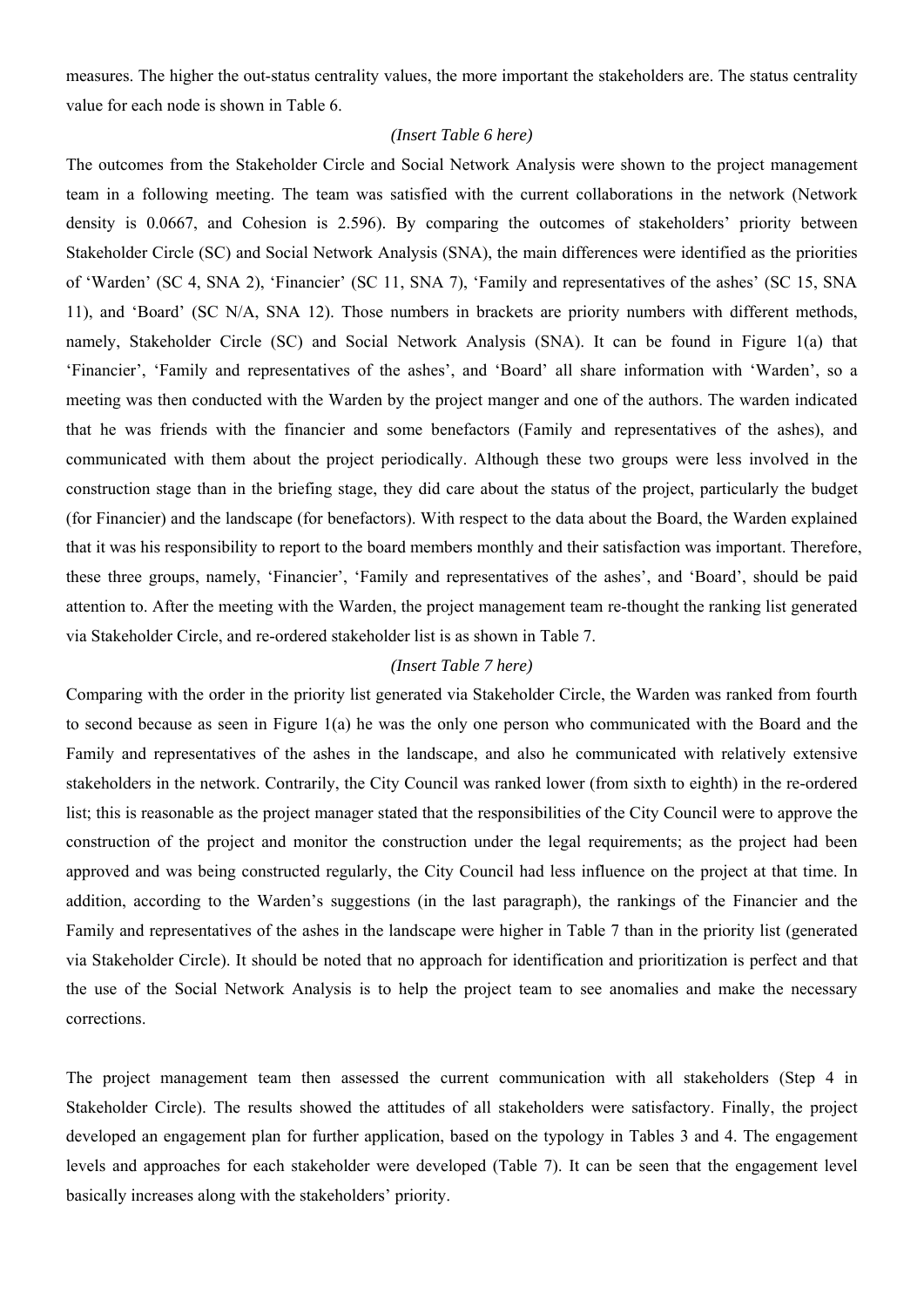measures. The higher the out-status centrality values, the more important the stakeholders are. The status centrality value for each node is shown in Table 6.

*(Insert Table 6 here)*

The outcomes from the Stakeholder Circle and Social Network Analysis were shown to the project management team in a following meeting. The team was satisfied with the current collaborations in the network (Network density is 0.0667, and Cohesion is 2.596). By comparing the outcomes of stakeholders' priority between Stakeholder Circle (SC) and Social Network Analysis (SNA), the main differences were identified as the priorities of 'Warden' (SC 4, SNA 2), 'Financier' (SC 11, SNA 7), 'Family and representatives of the ashes' (SC 15, SNA 11), and 'Board' (SC N/A, SNA 12). Those numbers in brackets are priority numbers with different methods, namely, Stakeholder Circle (SC) and Social Network Analysis (SNA). It can be found in Figure 1(a) that 'Financier', 'Family and representatives of the ashes', and 'Board' all share information with 'Warden', so a meeting was then conducted with the Warden by the project manger and one of the authors. The warden indicated that he was friends with the financier and some benefactors (Family and representatives of the ashes), and communicated with them about the project periodically. Although these two groups were less involved in the construction stage than in the briefing stage, they did care about the status of the project, particularly the budget (for Financier) and the landscape (for benefactors). With respect to the data about the Board, the Warden explained that it was his responsibility to report to the board members monthly and their satisfaction was important. Therefore, these three groups, namely, 'Financier', 'Family and representatives of the ashes', and 'Board', should be paid attention to. After the meeting with the Warden, the project management team re-thought the ranking list generated via Stakeholder Circle, and re-ordered stakeholder list is as shown in Table 7.

*(Insert Table 7 here)*

Comparing with the order in the priority list generated via Stakeholder Circle, the Warden was ranked from fourth to second because as seen in Figure 1(a) he was the only one person who communicated with the Board and the Family and representatives of the ashes in the landscape, and also he communicated with relatively extensive stakeholders in the network. Contrarily, the City Council was ranked lower (from sixth to eighth) in the re-ordered list; this is reasonable as the project manager stated that the responsibilities of the City Council were to approve the construction of the project and monitor the construction under the legal requirements; as the project had been approved and was being constructed regularly, the City Council had less influence on the project at that time. In addition, according to the Warden's suggestions (in the last paragraph), the rankings of the Financier and the Family and representatives of the ashes in the landscape were higher in Table 7 than in the priority list (generated via Stakeholder Circle). It should be noted that no approach for identification and prioritization is perfect and that the use of the Social Network Analysis is to help the project team to see anomalies and make the necessary corrections.

The project management team then assessed the current communication with all stakeholders (Step 4 in Stakeholder Circle). The results showed the attitudes of all stakeholders were satisfactory. Finally, the project developed an engagement plan for further application, based on the typology in Tables 3 and 4. The engagement levels and approaches for each stakeholder were developed (Table 7). It can be seen that the engagement level basically increases along with the stakeholders' priority.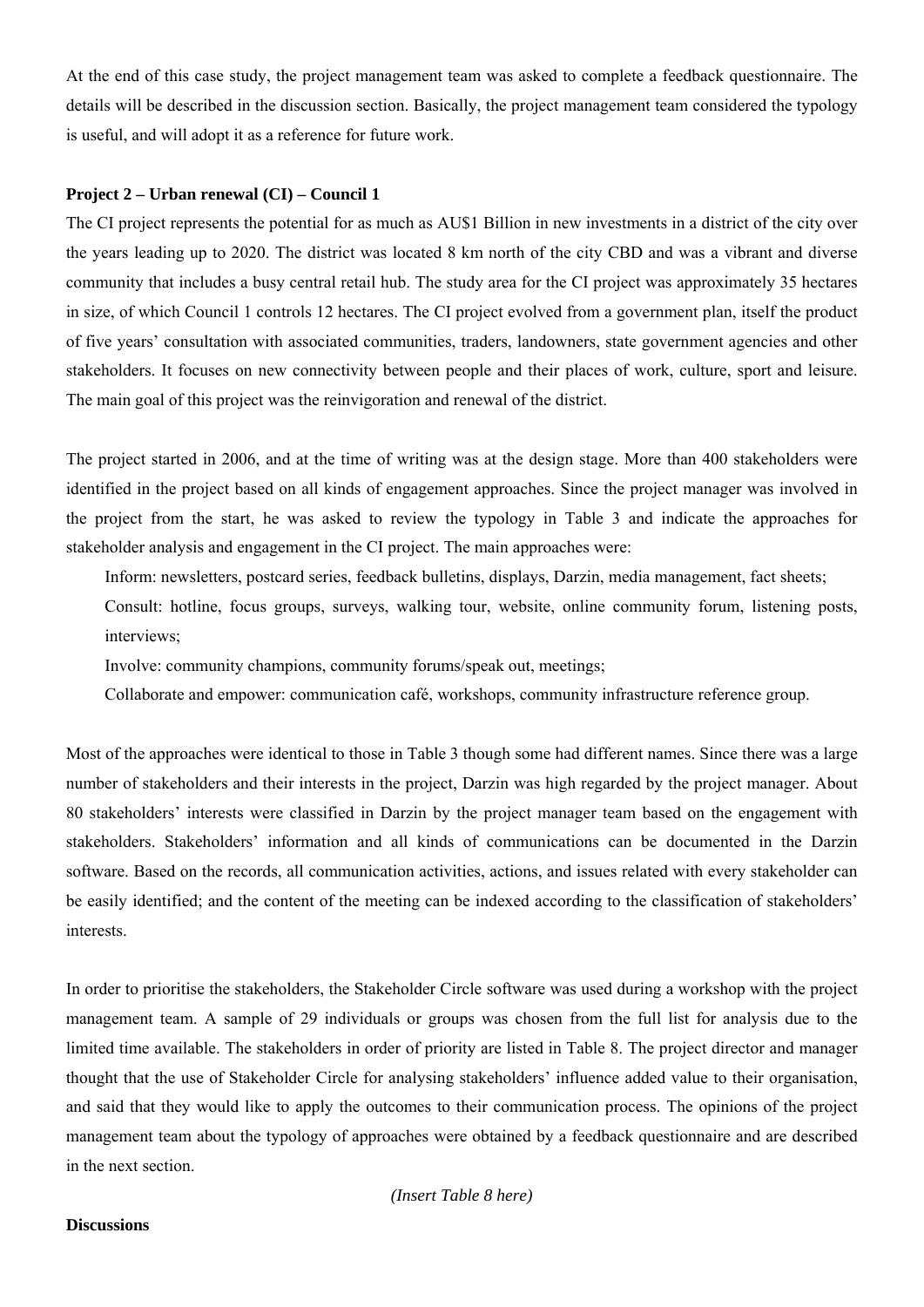At the end of this case study, the project management team was asked to complete a feedback questionnaire. The details will be described in the discussion section. Basically, the project management team considered the typology is useful, and will adopt it as a reference for future work.

**Project 2 – Urban renewal (CI) – Council 1**

The CI project represents the potential for as much as AU$1 Billion in new investments in a district of the city over the years leading up to 2020. The district was located 8 km north of the city CBD and was a vibrant and diverse community that includes a busy central retail hub. The study area for the CI project was approximately 35 hectares in size, of which Council 1 controls 12 hectares. The CI project evolved from a government plan, itself the product of five years' consultation with associated communities, traders, landowners, state government agencies and other stakeholders. It focuses on new connectivity between people and their places of work, culture, sport and leisure. The main goal of this project was the reinvigoration and renewal of the district.

The project started in 2006, and at the time of writing was at the design stage. More than 400 stakeholders were identified in the project based on all kinds of engagement approaches. Since the project manager was involved in the project from the start, he was asked to review the typology in Table 3 and indicate the approaches for stakeholder analysis and engagement in the CI project. The main approaches were:

Inform: newsletters, postcard series, feedback bulletins, displays, Darzin, media management, fact sheets;

Consult: hotline, focus groups, surveys, walking tour, website, online community forum, listening posts, interviews;

Involve: community champions, community forums/speak out, meetings;

Collaborate and empower: communication café, workshops, community infrastructure reference group.

Most of the approaches were identical to those in Table 3 though some had different names. Since there was a large number of stakeholders and their interests in the project, Darzin was high regarded by the project manager. About 80 stakeholders' interests were classified in Darzin by the project manager team based on the engagement with stakeholders. Stakeholders' information and all kinds of communications can be documented in the Darzin software. Based on the records, all communication activities, actions, and issues related with every stakeholder can be easily identified; and the content of the meeting can be indexed according to the classification of stakeholders' interests.

In order to prioritise the stakeholders, the Stakeholder Circle software was used during a workshop with the project management team. A sample of 29 individuals or groups was chosen from the full list for analysis due to the limited time available. The stakeholders in order of priority are listed in Table 8. The project director and manager thought that the use of Stakeholder Circle for analysing stakeholders' influence added value to their organisation, and said that they would like to apply the outcomes to their communication process. The opinions of the project management team about the typology of approaches were obtained by a feedback questionnaire and are described in the next section.

*(Insert Table 8 here)*

**Discussions**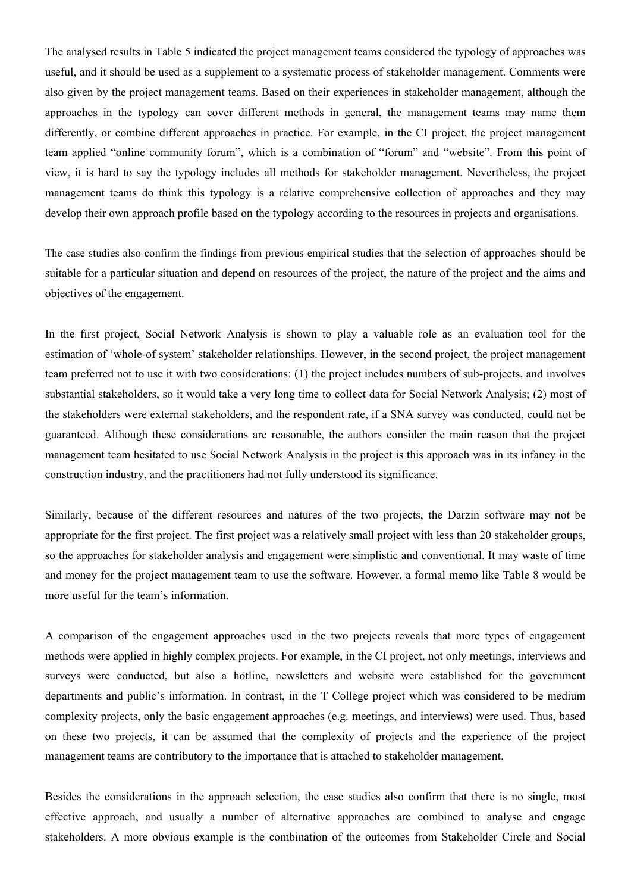The analysed results in Table 5 indicated the project management teams considered the typology of approaches was useful, and it should be used as a supplement to a systematic process of stakeholder management. Comments were also given by the project management teams. Based on their experiences in stakeholder management, although the approaches in the typology can cover different methods in general, the management teams may name them differently, or combine different approaches in practice. For example, in the CI project, the project management team applied "online community forum", which is a combination of "forum" and "website". From this point of view, it is hard to say the typology includes all methods for stakeholder management. Nevertheless, the project management teams do think this typology is a relative comprehensive collection of approaches and they may develop their own approach profile based on the typology according to the resources in projects and organisations.

The case studies also confirm the findings from previous empirical studies that the selection of approaches should be suitable for a particular situation and depend on resources of the project, the nature of the project and the aims and objectives of the engagement.

In the first project, Social Network Analysis is shown to play a valuable role as an evaluation tool for the estimation of 'whole-of system' stakeholder relationships. However, in the second project, the project management team preferred not to use it with two considerations: (1) the project includes numbers of sub-projects, and involves substantial stakeholders, so it would take a very long time to collect data for Social Network Analysis; (2) most of the stakeholders were external stakeholders, and the respondent rate, if a SNA survey was conducted, could not be guaranteed. Although these considerations are reasonable, the authors consider the main reason that the project management team hesitated to use Social Network Analysis in the project is this approach was in its infancy in the construction industry, and the practitioners had not fully understood its significance.

Similarly, because of the different resources and natures of the two projects, the Darzin software may not be appropriate for the first project. The first project was a relatively small project with less than 20 stakeholder groups, so the approaches for stakeholder analysis and engagement were simplistic and conventional. It may waste of time and money for the project management team to use the software. However, a formal memo like Table 8 would be more useful for the team's information.

A comparison of the engagement approaches used in the two projects reveals that more types of engagement methods were applied in highly complex projects. For example, in the CI project, not only meetings, interviews and surveys were conducted, but also a hotline, newsletters and website were established for the government departments and public's information. In contrast, in the T College project which was considered to be medium complexity projects, only the basic engagement approaches (e.g. meetings, and interviews) were used. Thus, based on these two projects, it can be assumed that the complexity of projects and the experience of the project management teams are contributory to the importance that is attached to stakeholder management.

Besides the considerations in the approach selection, the case studies also confirm that there is no single, most effective approach, and usually a number of alternative approaches are combined to analyse and engage stakeholders. A more obvious example is the combination of the outcomes from Stakeholder Circle and Social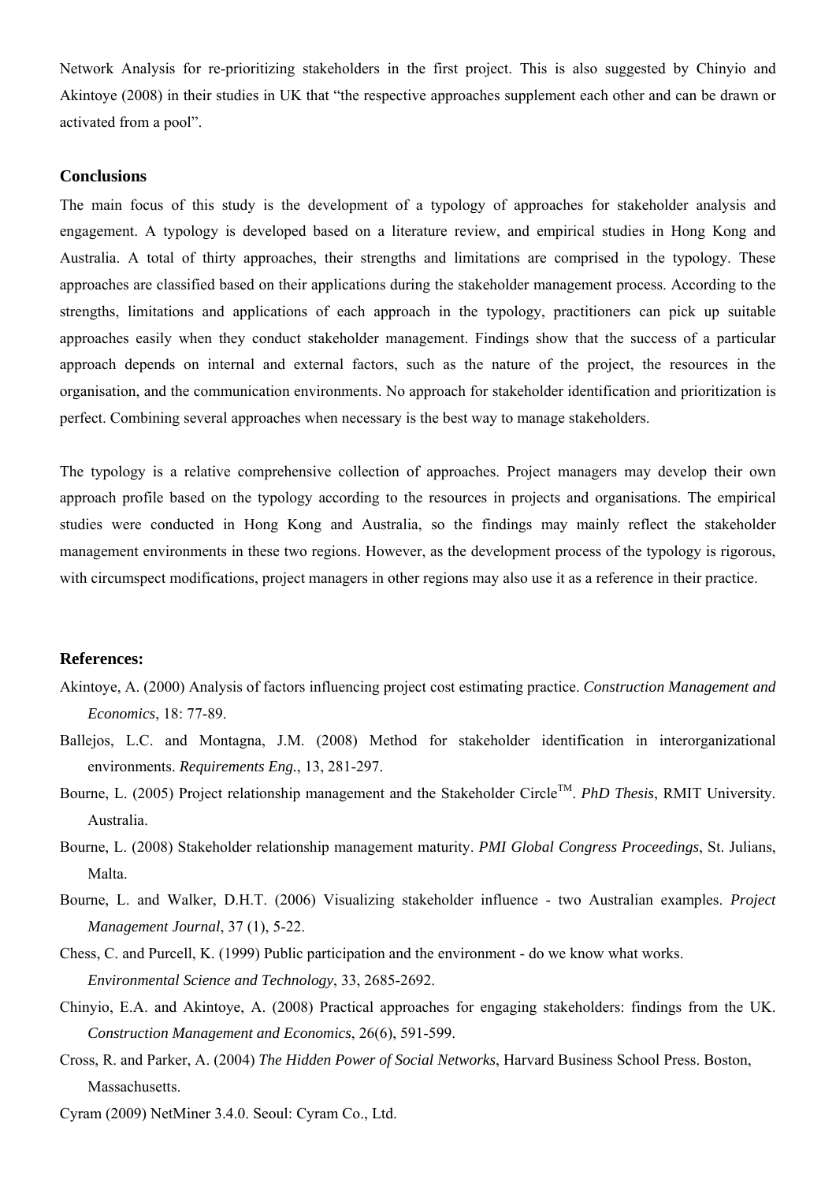Network Analysis for re-prioritizing stakeholders in the first project. This is also suggested by Chinyio and Akintoye (2008) in their studies in UK that "the respective approaches supplement each other and can be drawn or activated from a pool".

## Conclusions

The main focus of this study is the development of a typology of approaches for stakeholder analysis and engagement. A typology is developed based on a literature review, and empirical studies in Hong Kong and Australia. A total of thirty approaches, their strengths and limitations are comprised in the typology. These approaches are classified based on their applications during the stakeholder management process. According to the strengths, limitations and applications of each approach in the typology, practitioners can pick up suitable approaches easily when they conduct stakeholder management. Findings show that the success of a particular approach depends on internal and external factors, such as the nature of the project, the resources in the organisation, and the communication environments. No approach for stakeholder identification and prioritization is perfect. Combining several approaches when necessary is the best way to manage stakeholders.

The typology is a relative comprehensive collection of approaches. Project managers may develop their own approach profile based on the typology according to the resources in projects and organisations. The empirical studies were conducted in Hong Kong and Australia, so the findings may mainly reflect the stakeholder management environments in these two regions. However, as the development process of the typology is rigorous, with circumspect modifications, project managers in other regions may also use it as a reference in their practice.

## References:

Akintoye, A. (2000) Analysis of factors influencing project cost estimating practice. *Construction Management and Economics*, 18: 77-89.

Ballejos, L.C. and Montagna, J.M. (2008) Method for stakeholder identification in interorganizational environments. *Requirements Eng.*, 13, 281-297.

Bourne, L. (2005) Project relationship management and the Stakeholder Circle™. *PhD Thesis*, RMIT University. Australia.

Bourne, L. (2008) Stakeholder relationship management maturity. *PMI Global Congress Proceedings*, St. Julians, Malta.

Bourne, L. and Walker, D.H.T. (2006) Visualizing stakeholder influence - two Australian examples. *Project Management Journal*, 37 (1), 5-22.

Chess, C. and Purcell, K. (1999) Public participation and the environment - do we know what works. *Environmental Science and Technology*, 33, 2685-2692.

Chinyio, E.A. and Akintoye, A. (2008) Practical approaches for engaging stakeholders: findings from the UK. *Construction Management and Economics*, 26(6), 591-599.

Cross, R. and Parker, A. (2004) *The Hidden Power of Social Networks*, Harvard Business School Press. Boston, Massachusetts.

Cyram (2009) NetMiner 3.4.0. Seoul: Cyram Co., Ltd.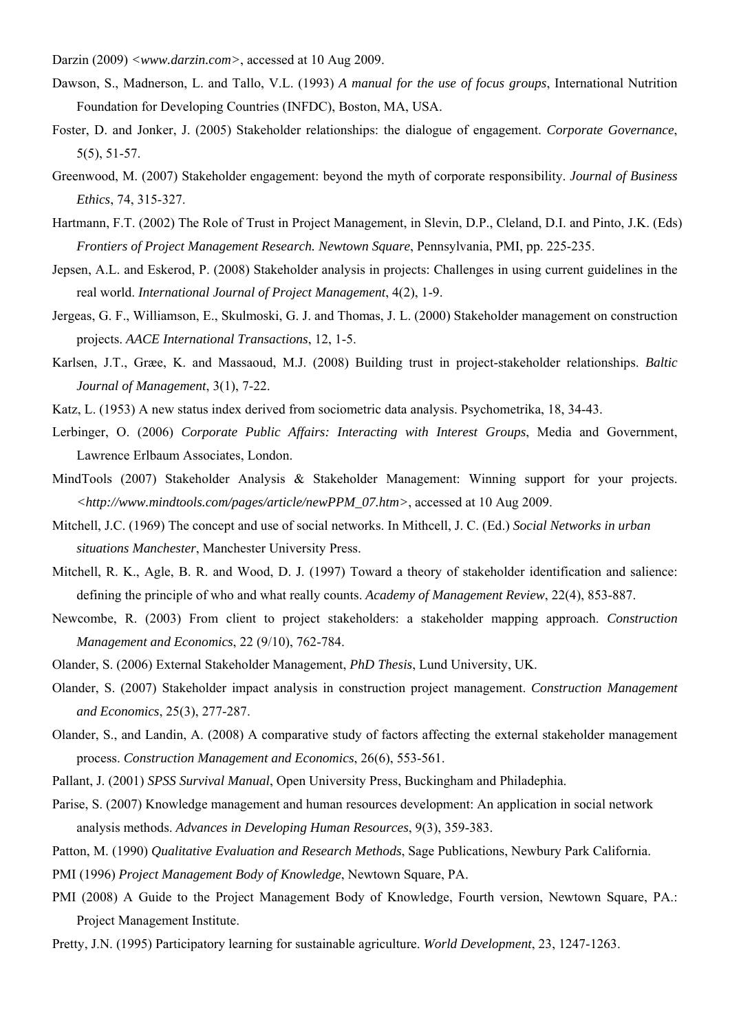Darzin (2009) <*www.darzin.com*>, accessed at 10 Aug 2009.

Dawson, S., Madnerson, L. and Tallo, V.L. (1993) *A manual for the use of focus groups*, International Nutrition Foundation for Developing Countries (INFDC), Boston, MA, USA.

Foster, D. and Jonker, J. (2005) Stakeholder relationships: the dialogue of engagement. *Corporate Governance*, 5(5), 51-57.

Greenwood, M. (2007) Stakeholder engagement: beyond the myth of corporate responsibility. *Journal of Business Ethics*, 74, 315-327.

Hartmann, F.T. (2002) The Role of Trust in Project Management, in Slevin, D.P., Cleland, D.I. and Pinto, J.K. (Eds) *Frontiers of Project Management Research. Newtown Square*, Pennsylvania, PMI, pp. 225-235.

Jepsen, A.L. and Eskerod, P. (2008) Stakeholder analysis in projects: Challenges in using current guidelines in the real world. *International Journal of Project Management*, 4(2), 1-9.

Jergeas, G. F., Williamson, E., Skulmoski, G. J. and Thomas, J. L. (2000) Stakeholder management on construction projects. *AACE International Transactions*, 12, 1-5.

Karlsen, J.T., Græe, K. and Massaoud, M.J. (2008) Building trust in project-stakeholder relationships. *Baltic Journal of Management*, 3(1), 7-22.

Katz, L. (1953) A new status index derived from sociometric data analysis. Psychometrika, 18, 34-43.

Lerbinger, O. (2006) *Corporate Public Affairs: Interacting with Interest Groups*, Media and Government, Lawrence Erlbaum Associates, London.

MindTools (2007) Stakeholder Analysis & Stakeholder Management: Winning support for your projects. *<http://www.mindtools.com/pages/article/newPPM_07.htm>*, accessed at 10 Aug 2009.

Mitchell, J.C. (1969) The concept and use of social networks. In Mithcell, J. C. (Ed.) *Social Networks in urban situations Manchester*, Manchester University Press.

Mitchell, R. K., Agle, B. R. and Wood, D. J. (1997) Toward a theory of stakeholder identification and salience: defining the principle of who and what really counts. *Academy of Management Review*, 22(4), 853-887.

Newcombe, R. (2003) From client to project stakeholders: a stakeholder mapping approach. *Construction Management and Economics*, 22 (9/10), 762-784.

Olander, S. (2006) External Stakeholder Management, *PhD Thesis*, Lund University, UK.

Olander, S. (2007) Stakeholder impact analysis in construction project management. *Construction Management and Economics*, 25(3), 277-287.

Olander, S., and Landin, A. (2008) A comparative study of factors affecting the external stakeholder management process. *Construction Management and Economics*, 26(6), 553-561.

Pallant, J. (2001) *SPSS Survival Manual*, Open University Press, Buckingham and Philadephia.

Parise, S. (2007) Knowledge management and human resources development: An application in social network analysis methods. *Advances in Developing Human Resources*, 9(3), 359-383.

Patton, M. (1990) *Qualitative Evaluation and Research Methods*, Sage Publications, Newbury Park California.

PMI (1996) *Project Management Body of Knowledge*, Newtown Square, PA.

PMI (2008) A Guide to the Project Management Body of Knowledge, Fourth version, Newtown Square, PA.: Project Management Institute.

Pretty, J.N. (1995) Participatory learning for sustainable agriculture. *World Development*, 23, 1247-1263.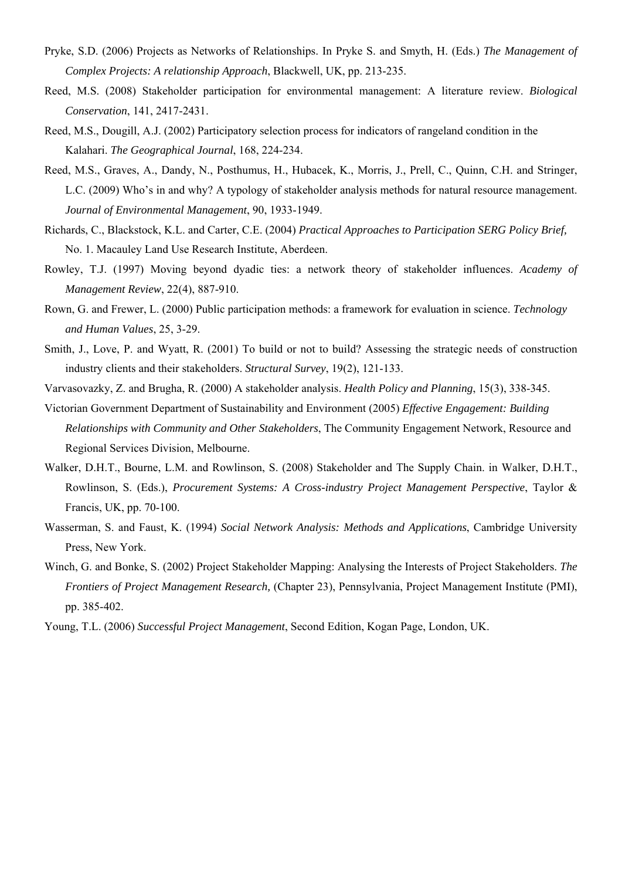Pryke, S.D. (2006) Projects as Networks of Relationships. In Pryke S. and Smyth, H. (Eds.) *The Management of Complex Projects: A relationship Approach*, Blackwell, UK, pp. 213-235.

Reed, M.S. (2008) Stakeholder participation for environmental management: A literature review. *Biological Conservation*, 141, 2417-2431.

Reed, M.S., Dougill, A.J. (2002) Participatory selection process for indicators of rangeland condition in the Kalahari. *The Geographical Journal*, 168, 224-234.

Reed, M.S., Graves, A., Dandy, N., Posthumus, H., Hubacek, K., Morris, J., Prell, C., Quinn, C.H. and Stringer, L.C. (2009) Who's in and why? A typology of stakeholder analysis methods for natural resource management. *Journal of Environmental Management*, 90, 1933-1949.

Richards, C., Blackstock, K.L. and Carter, C.E. (2004) *Practical Approaches to Participation SERG Policy Brief,* No. 1. Macauley Land Use Research Institute, Aberdeen.

Rowley, T.J. (1997) Moving beyond dyadic ties: a network theory of stakeholder influences. *Academy of Management Review*, 22(4), 887-910.

Rown, G. and Frewer, L. (2000) Public participation methods: a framework for evaluation in science. *Technology and Human Values*, 25, 3-29.

Smith, J., Love, P. and Wyatt, R. (2001) To build or not to build? Assessing the strategic needs of construction industry clients and their stakeholders. *Structural Survey*, 19(2), 121-133.

Varvasovazky, Z. and Brugha, R. (2000) A stakeholder analysis. *Health Policy and Planning*, 15(3), 338-345.

Victorian Government Department of Sustainability and Environment (2005) *Effective Engagement: Building Relationships with Community and Other Stakeholders*, The Community Engagement Network, Resource and Regional Services Division, Melbourne.

Walker, D.H.T., Bourne, L.M. and Rowlinson, S. (2008) Stakeholder and The Supply Chain. in Walker, D.H.T., Rowlinson, S. (Eds.), *Procurement Systems: A Cross-industry Project Management Perspective*, Taylor & Francis, UK, pp. 70-100.

Wasserman, S. and Faust, K. (1994) *Social Network Analysis: Methods and Applications*, Cambridge University Press, New York.

Winch, G. and Bonke, S. (2002) Project Stakeholder Mapping: Analysing the Interests of Project Stakeholders. *The Frontiers of Project Management Research,* (Chapter 23), Pennsylvania, Project Management Institute (PMI), pp. 385-402.

Young, T.L. (2006) *Successful Project Management*, Second Edition, Kogan Page, London, UK.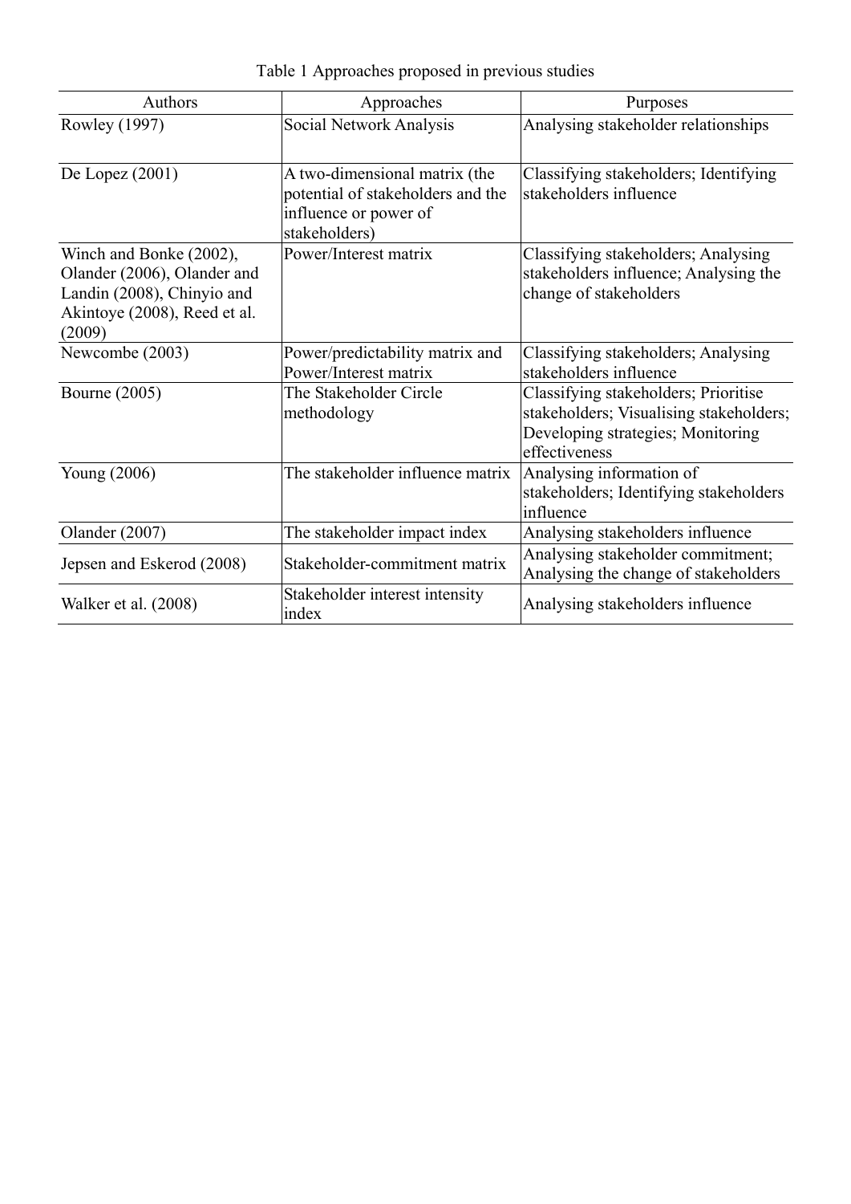Table 1 Approaches proposed in previous studies

| Authors | Approaches | Purposes |
| --- | --- | --- |
| Rowley (1997) | Social Network Analysis | Analysing stakeholder relationships |
| De Lopez (2001) | A two-dimensional matrix (the potential of stakeholders and the influence or power of stakeholders) | Classifying stakeholders; Identifying stakeholders influence |
| Winch and Bonke (2002), Olander (2006), Olander and Landin (2008), Chinyio and Akintoye (2008), Reed et al. (2009) | Power/Interest matrix | Classifying stakeholders; Analysing stakeholders influence; Analysing the change of stakeholders |
| Newcombe (2003) | Power/predictability matrix and Power/Interest matrix | Classifying stakeholders; Analysing stakeholders influence |
| Bourne (2005) | The Stakeholder Circle methodology | Classifying stakeholders; Prioritise stakeholders; Visualising stakeholders; Developing strategies; Monitoring effectiveness |
| Young (2006) | The stakeholder influence matrix | Analysing information of stakeholders; Identifying stakeholders influence |
| Olander (2007) | The stakeholder impact index | Analysing stakeholders influence |
| Jepsen and Eskerod (2008) | Stakeholder-commitment matrix | Analysing stakeholder commitment; Analysing the change of stakeholders |
| Walker et al. (2008) | Stakeholder interest intensity index | Analysing stakeholders influence |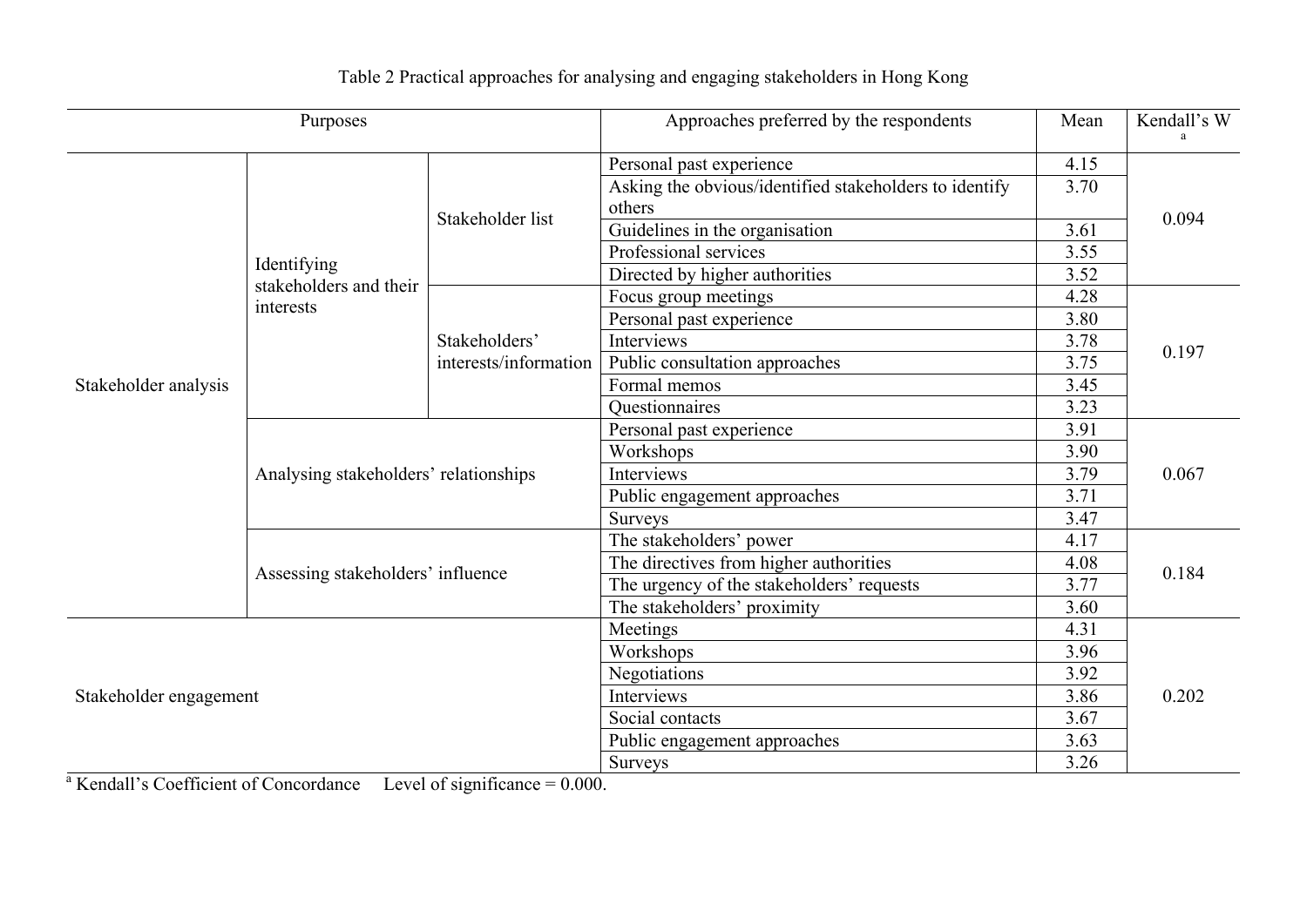Table 2 Practical approaches for analysing and engaging stakeholders in Hong Kong

| Purposes | | | Approaches preferred by the respondents | Mean | Kendall's W [a] |
|---|---|---|---|---|---|
| Stakeholder analysis | Identifying stakeholders and their interests | Stakeholder list | Personal past experience | 4.15 | 0.094 |
| | | | Asking the obvious/identified stakeholders to identify others | 3.70 | |
| | | | Guidelines in the organisation | 3.61 | |
| | | | Professional services | 3.55 | |
| | | | Directed by higher authorities | 3.52 | |
| | | Stakeholders' interests/information | Focus group meetings | 4.28 | 0.197 |
| | | | Personal past experience | 3.80 | |
| | | | Interviews | 3.78 | |
| | | | Public consultation approaches | 3.75 | |
| | | | Formal memos | 3.45 | |
| | | | Questionnaires | 3.23 | |
| | Analysing stakeholders' relationships | | Personal past experience | 3.91 | 0.067 |
| | | | Workshops | 3.90 | |
| | | | Interviews | 3.79 | |
| | | | Public engagement approaches | 3.71 | |
| | | | Surveys | 3.47 | |
| | Assessing stakeholders' influence | | The stakeholders' power | 4.17 | 0.184 |
| | | | The directives from higher authorities | 4.08 | |
| | | | The urgency of the stakeholders' requests | 3.77 | |
| | | | The stakeholders' proximity | 3.60 | |
| Stakeholder engagement | | | Meetings | 4.31 | 0.202 |
| | | | Workshops | 3.96 | |
| | | | Negotiations | 3.92 | |
| | | | Interviews | 3.86 | |
| | | | Social contacts | 3.67 | |
| | | | Public engagement approaches | 3.63 | |
| | | | Surveys | 3.26 | |

[a] Kendall's Coefficient of Concordance Level of significance = 0.000.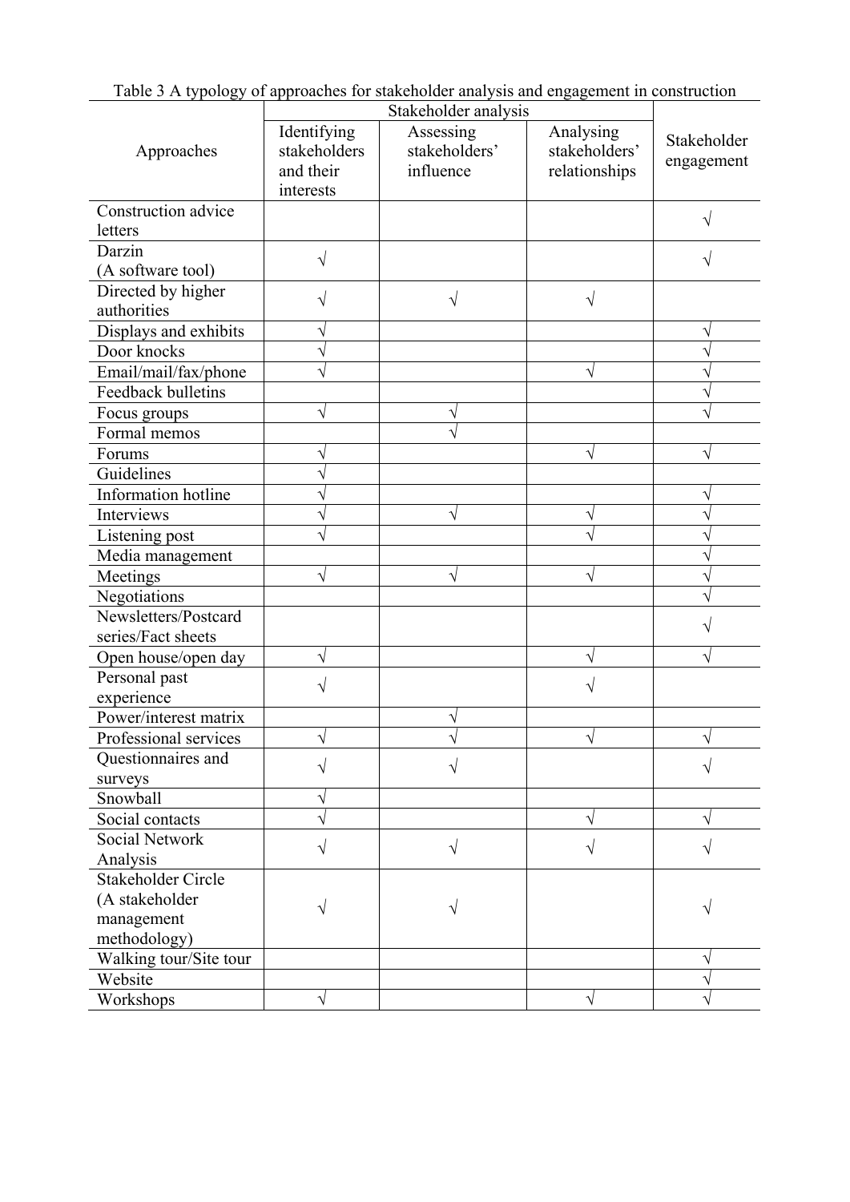Table 3 A typology of approaches for stakeholder analysis and engagement in construction

| Approaches | Stakeholder analysis | | | Stakeholder engagement |
|---|---|---|---|---|
| | Identifying stakeholders and their interests | Assessing stakeholders' influence | Analysing stakeholders' relationships | |
| Construction advice letters | | | | √ |
| Darzin (A software tool) | √ | | | √ |
| Directed by higher authorities | √ | √ | √ | |
| Displays and exhibits | √ | | | √ |
| Door knocks | √ | | | √ |
| Email/mail/fax/phone | √ | | √ | √ |
| Feedback bulletins | | | | √ |
| Focus groups | √ | √ | | √ |
| Formal memos | | √ | | |
| Forums | √ | | √ | √ |
| Guidelines | √ | | | |
| Information hotline | √ | | | √ |
| Interviews | √ | √ | √ | √ |
| Listening post | √ | | √ | √ |
| Media management | | | | √ |
| Meetings | √ | √ | √ | √ |
| Negotiations | | | | √ |
| Newsletters/Postcard series/Fact sheets | | | | √ |
| Open house/open day | √ | | √ | √ |
| Personal past experience | √ | | √ | |
| Power/interest matrix | | √ | | |
| Professional services | √ | √ | √ | √ |
| Questionnaires and surveys | √ | √ | | √ |
| Snowball | √ | | | |
| Social contacts | √ | | √ | √ |
| Social Network Analysis | √ | √ | √ | √ |
| Stakeholder Circle (A stakeholder management methodology) | √ | √ | | √ |
| Walking tour/Site tour | | | | √ |
| Website | | | | √ |
| Workshops | √ | | √ | √ |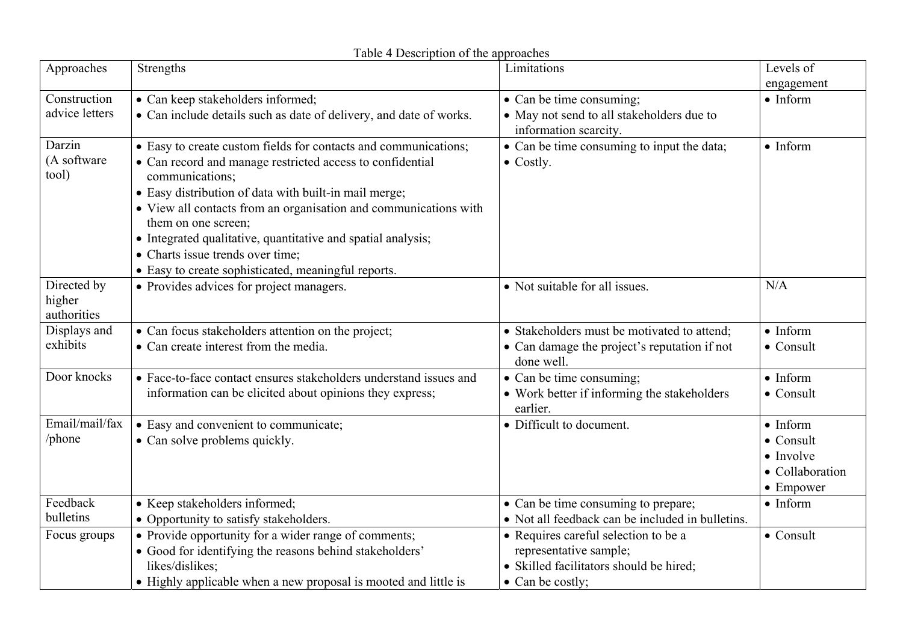Table 4 Description of the approaches

| Approaches | Strengths | Limitations | Levels of engagement |
|---|---|---|---|
| Construction advice letters | • Can keep stakeholders informed;<br>• Can include details such as date of delivery, and date of works. | • Can be time consuming;<br>• May not send to all stakeholders due to information scarcity. | • Inform |
| Darzin (A software tool) | • Easy to create custom fields for contacts and communications;<br>• Can record and manage restricted access to confidential communications;<br>• Easy distribution of data with built-in mail merge;<br>• View all contacts from an organisation and communications with them on one screen;<br>• Integrated qualitative, quantitative and spatial analysis;<br>• Charts issue trends over time;<br>• Easy to create sophisticated, meaningful reports. | • Can be time consuming to input the data;<br>• Costly. | • Inform |
| Directed by higher authorities | • Provides advices for project managers. | • Not suitable for all issues. | N/A |
| Displays and exhibits | • Can focus stakeholders attention on the project;<br>• Can create interest from the media. | • Stakeholders must be motivated to attend;<br>• Can damage the project's reputation if not done well. | • Inform<br>• Consult |
| Door knocks | • Face-to-face contact ensures stakeholders understand issues and information can be elicited about opinions they express; | • Can be time consuming;<br>• Work better if informing the stakeholders earlier. | • Inform<br>• Consult |
| Email/mail/fax /phone | • Easy and convenient to communicate;<br>• Can solve problems quickly. | • Difficult to document. | • Inform<br>• Consult<br>• Involve<br>• Collaboration<br>• Empower |
| Feedback bulletins | • Keep stakeholders informed;<br>• Opportunity to satisfy stakeholders. | • Can be time consuming to prepare;<br>• Not all feedback can be included in bulletins. | • Inform |
| Focus groups | • Provide opportunity for a wider range of comments;<br>• Good for identifying the reasons behind stakeholders' likes/dislikes;<br>• Highly applicable when a new proposal is mooted and little is | • Requires careful selection to be a representative sample;<br>• Skilled facilitators should be hired;<br>• Can be costly; | • Consult |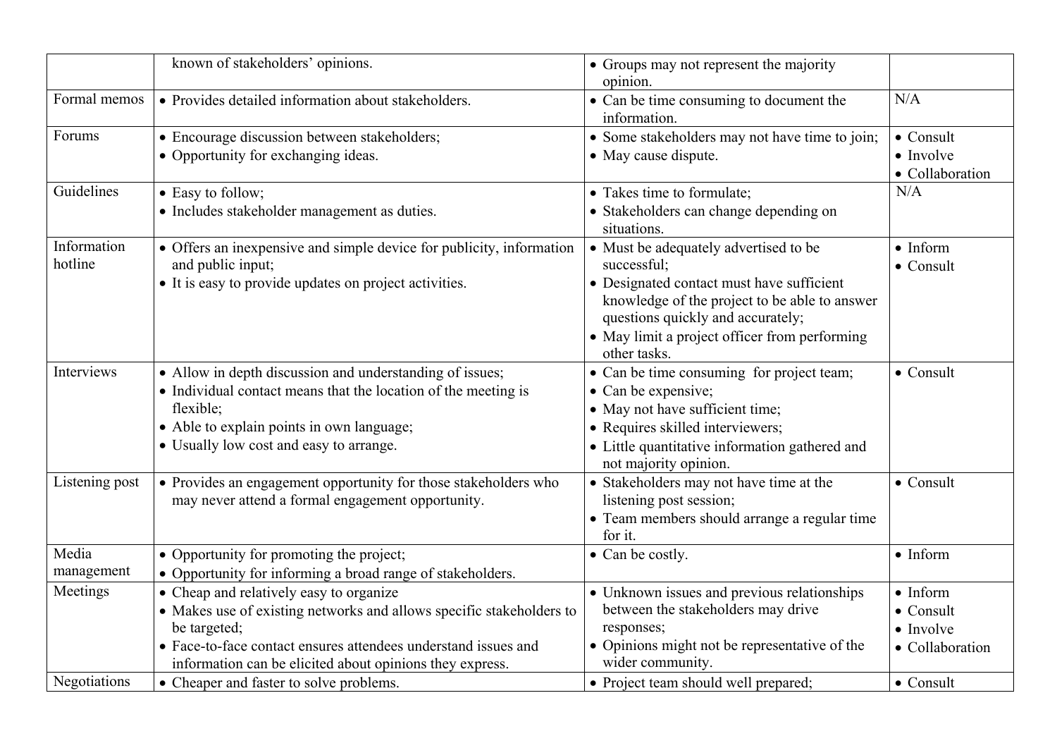| | | | |
|---|---|---|---|
| | known of stakeholders' opinions. | • Groups may not represent the majority opinion. | |
| Formal memos | • Provides detailed information about stakeholders. | • Can be time consuming to document the information. | N/A |
| Forums | • Encourage discussion between stakeholders;<br>• Opportunity for exchanging ideas. | • Some stakeholders may not have time to join;<br>• May cause dispute. | • Consult<br>• Involve<br>• Collaboration |
| Guidelines | • Easy to follow;<br>• Includes stakeholder management as duties. | • Takes time to formulate;<br>• Stakeholders can change depending on situations. | N/A |
| Information hotline | • Offers an inexpensive and simple device for publicity, information and public input;<br>• It is easy to provide updates on project activities. | • Must be adequately advertised to be successful;<br>• Designated contact must have sufficient knowledge of the project to be able to answer questions quickly and accurately;<br>• May limit a project officer from performing other tasks. | • Inform<br>• Consult |
| Interviews | • Allow in depth discussion and understanding of issues;<br>• Individual contact means that the location of the meeting is flexible;<br>• Able to explain points in own language;<br>• Usually low cost and easy to arrange. | • Can be time consuming for project team;<br>• Can be expensive;<br>• May not have sufficient time;<br>• Requires skilled interviewers;<br>• Little quantitative information gathered and not majority opinion. | • Consult |
| Listening post | • Provides an engagement opportunity for those stakeholders who may never attend a formal engagement opportunity. | • Stakeholders may not have time at the listening post session;<br>• Team members should arrange a regular time for it. | • Consult |
| Media management | • Opportunity for promoting the project;<br>• Opportunity for informing a broad range of stakeholders. | • Can be costly. | • Inform |
| Meetings | • Cheap and relatively easy to organize<br>• Makes use of existing networks and allows specific stakeholders to be targeted;<br>• Face-to-face contact ensures attendees understand issues and information can be elicited about opinions they express. | • Unknown issues and previous relationships between the stakeholders may drive responses;<br>• Opinions might not be representative of the wider community. | • Inform<br>• Consult<br>• Involve<br>• Collaboration |
| Negotiations | • Cheaper and faster to solve problems. | • Project team should well prepared; | • Consult |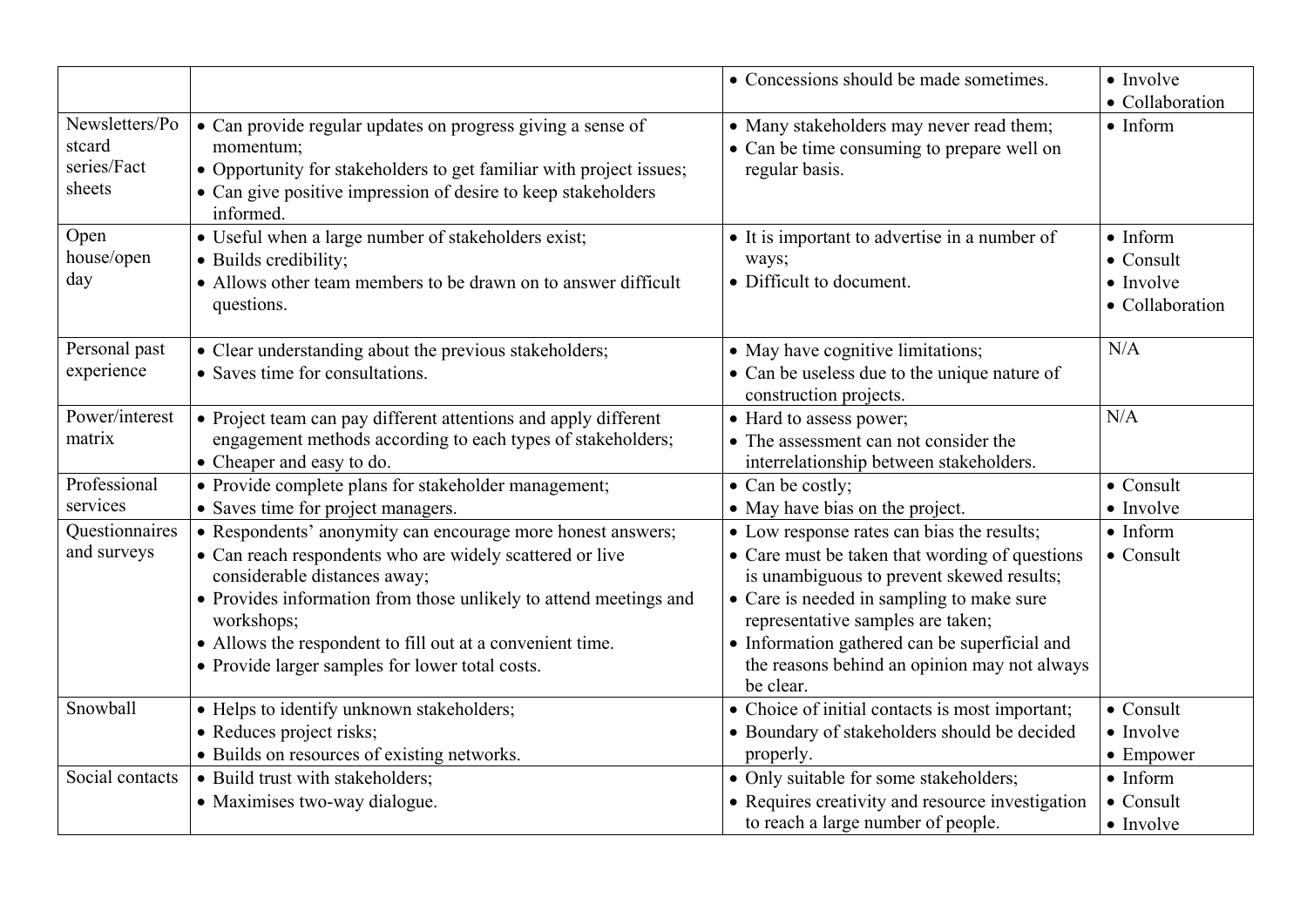| | | | |
|---|---|---|---|
| | | • Concessions should be made sometimes. | • Involve<br>• Collaboration |
| Newsletters/Postcard series/Fact sheets | • Can provide regular updates on progress giving a sense of momentum;<br>• Opportunity for stakeholders to get familiar with project issues;<br>• Can give positive impression of desire to keep stakeholders informed. | • Many stakeholders may never read them;<br>• Can be time consuming to prepare well on regular basis. | • Inform |
| Open house/open day | • Useful when a large number of stakeholders exist;<br>• Builds credibility;<br>• Allows other team members to be drawn on to answer difficult questions. | • It is important to advertise in a number of ways;<br>• Difficult to document. | • Inform<br>• Consult<br>• Involve<br>• Collaboration |
| Personal past experience | • Clear understanding about the previous stakeholders;<br>• Saves time for consultations. | • May have cognitive limitations;<br>• Can be useless due to the unique nature of construction projects. | N/A |
| Power/interest matrix | • Project team can pay different attentions and apply different engagement methods according to each types of stakeholders;<br>• Cheaper and easy to do. | • Hard to assess power;<br>• The assessment can not consider the interrelationship between stakeholders. | N/A |
| Professional services | • Provide complete plans for stakeholder management;<br>• Saves time for project managers. | • Can be costly;<br>• May have bias on the project. | • Consult<br>• Involve |
| Questionnaires and surveys | • Respondents' anonymity can encourage more honest answers;<br>• Can reach respondents who are widely scattered or live considerable distances away;<br>• Provides information from those unlikely to attend meetings and workshops;<br>• Allows the respondent to fill out at a convenient time.<br>• Provide larger samples for lower total costs. | • Low response rates can bias the results;<br>• Care must be taken that wording of questions is unambiguous to prevent skewed results;<br>• Care is needed in sampling to make sure representative samples are taken;<br>• Information gathered can be superficial and the reasons behind an opinion may not always be clear. | • Inform<br>• Consult |
| Snowball | • Helps to identify unknown stakeholders;<br>• Reduces project risks;<br>• Builds on resources of existing networks. | • Choice of initial contacts is most important;<br>• Boundary of stakeholders should be decided properly. | • Consult<br>• Involve<br>• Empower |
| Social contacts | • Build trust with stakeholders;<br>• Maximises two-way dialogue. | • Only suitable for some stakeholders;<br>• Requires creativity and resource investigation to reach a large number of people. | • Inform<br>• Consult<br>• Involve |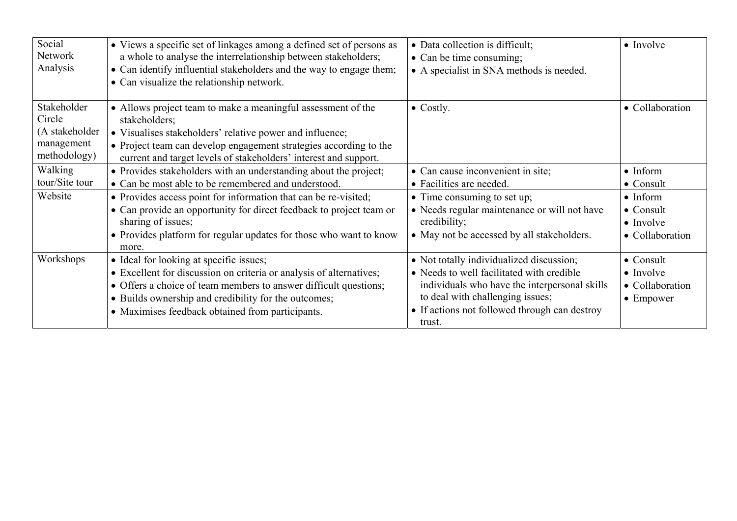| | | | |
|---|---|---|---|
| Social Network Analysis | • Views a specific set of linkages among a defined set of persons as a whole to analyse the interrelationship between stakeholders;<br>• Can identify influential stakeholders and the way to engage them;<br>• Can visualize the relationship network. | • Data collection is difficult;<br>• Can be time consuming;<br>• A specialist in SNA methods is needed. | • Involve |
| Stakeholder Circle (A stakeholder management methodology) | • Allows project team to make a meaningful assessment of the stakeholders;<br>• Visualises stakeholders' relative power and influence;<br>• Project team can develop engagement strategies according to the current and target levels of stakeholders' interest and support. | • Costly. | • Collaboration |
| Walking tour/Site tour | • Provides stakeholders with an understanding about the project;<br>• Can be most able to be remembered and understood. | • Can cause inconvenient in site;<br>• Facilities are needed. | • Inform<br>• Consult |
| Website | • Provides access point for information that can be re-visited;<br>• Can provide an opportunity for direct feedback to project team or sharing of issues;<br>• Provides platform for regular updates for those who want to know more. | • Time consuming to set up;<br>• Needs regular maintenance or will not have credibility;<br>• May not be accessed by all stakeholders. | • Inform<br>• Consult<br>• Involve<br>• Collaboration |
| Workshops | • Ideal for looking at specific issues;<br>• Excellent for discussion on criteria or analysis of alternatives;<br>• Offers a choice of team members to answer difficult questions;<br>• Builds ownership and credibility for the outcomes;<br>• Maximises feedback obtained from participants. | • Not totally individualized discussion;<br>• Needs to well facilitated with credible individuals who have the interpersonal skills to deal with challenging issues;<br>• If actions not followed through can destroy trust. | • Consult<br>• Involve<br>• Collaboration<br>• Empower |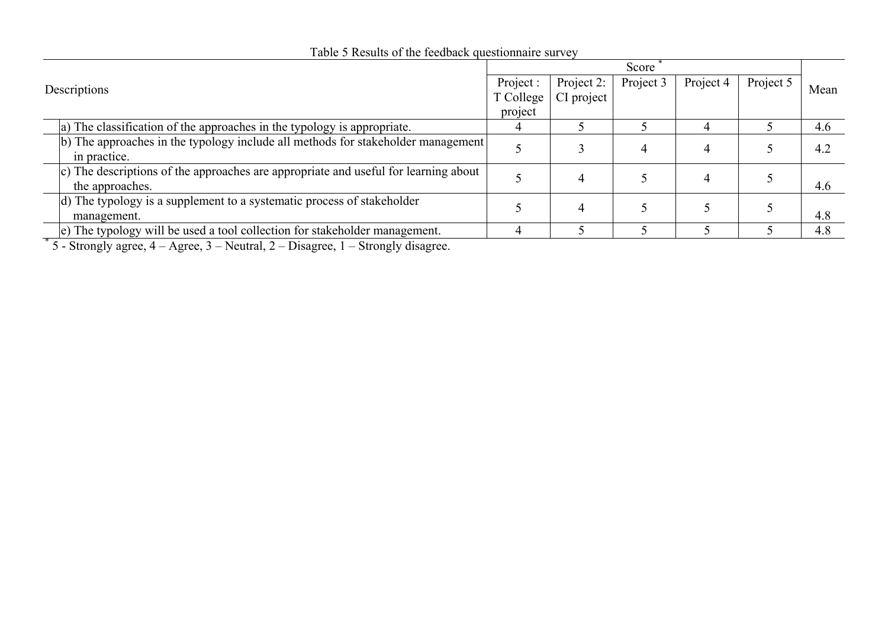Table 5 Results of the feedback questionnaire survey

| Descriptions | Score [*] | | | | | Mean |
|---|---|---|---|---|---|---|
| | Project : T College project | Project 2: CI project | Project 3 | Project 4 | Project 5 | |
| a) The classification of the approaches in the typology is appropriate. | 4 | 5 | 5 | 4 | 5 | 4.6 |
| b) The approaches in the typology include all methods for stakeholder management in practice. | 5 | 3 | 4 | 4 | 5 | 4.2 |
| c) The descriptions of the approaches are appropriate and useful for learning about the approaches. | 5 | 4 | 5 | 4 | 5 | 4.6 |
| d) The typology is a supplement to a systematic process of stakeholder management. | 5 | 4 | 5 | 5 | 5 | 4.8 |
| e) The typology will be used a tool collection for stakeholder management. | 4 | 5 | 5 | 5 | 5 | 4.8 |

[*] 5 - Strongly agree, 4 – Agree, 3 – Neutral, 2 – Disagree, 1 – Strongly disagree.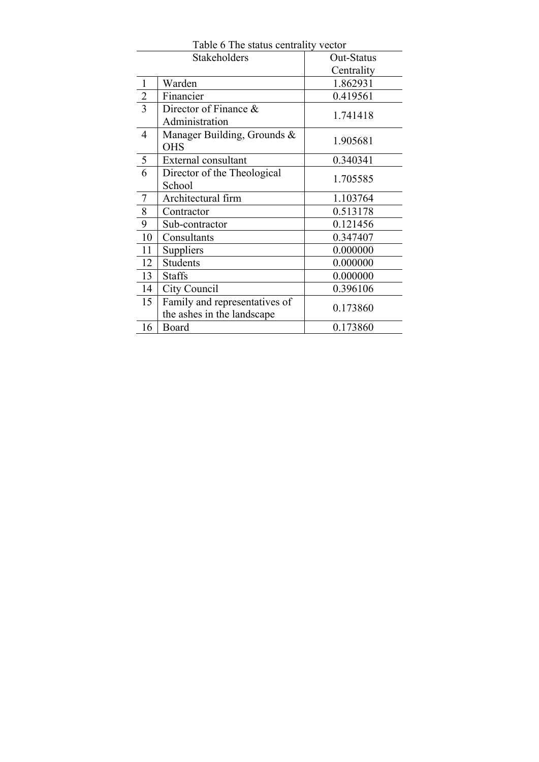Table 6 The status centrality vector

| | Stakeholders | Out-Status Centrality |
|---|---|---|
| 1 | Warden | 1.862931 |
| 2 | Financier | 0.419561 |
| 3 | Director of Finance & Administration | 1.741418 |
| 4 | Manager Building, Grounds & OHS | 1.905681 |
| 5 | External consultant | 0.340341 |
| 6 | Director of the Theological School | 1.705585 |
| 7 | Architectural firm | 1.103764 |
| 8 | Contractor | 0.513178 |
| 9 | Sub-contractor | 0.121456 |
| 10 | Consultants | 0.347407 |
| 11 | Suppliers | 0.000000 |
| 12 | Students | 0.000000 |
| 13 | Staffs | 0.000000 |
| 14 | City Council | 0.396106 |
| 15 | Family and representatives of the ashes in the landscape | 0.173860 |
| 16 | Board | 0.173860 |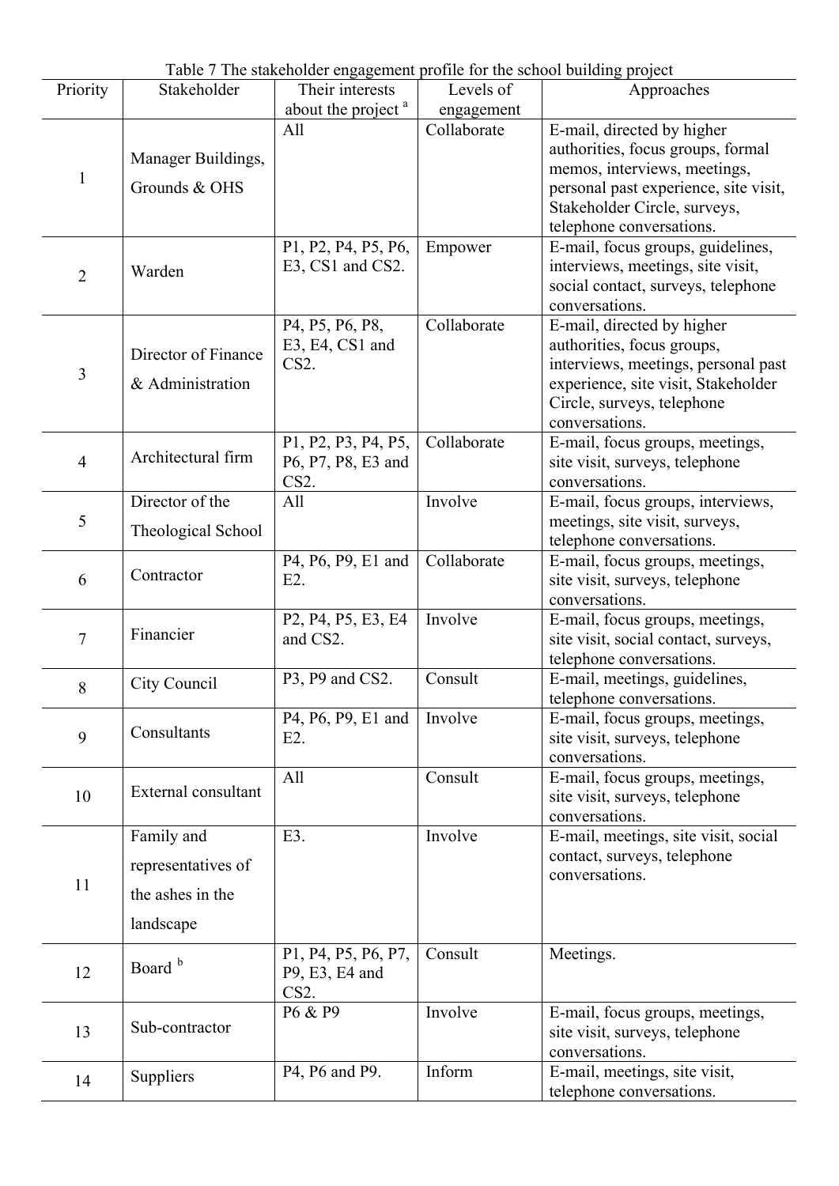Table 7 The stakeholder engagement profile for the school building project

| Priority | Stakeholder | Their interests about the project [a] | Levels of engagement | Approaches |
|---|---|---|---|---|
| 1 | Manager Buildings, Grounds & OHS | All | Collaborate | E-mail, directed by higher authorities, focus groups, formal memos, interviews, meetings, personal past experience, site visit, Stakeholder Circle, surveys, telephone conversations. |
| 2 | Warden | P1, P2, P4, P5, P6, E3, CS1 and CS2. | Empower | E-mail, focus groups, guidelines, interviews, meetings, site visit, social contact, surveys, telephone conversations. |
| 3 | Director of Finance & Administration | P4, P5, P6, P8, E3, E4, CS1 and CS2. | Collaborate | E-mail, directed by higher authorities, focus groups, interviews, meetings, personal past experience, site visit, Stakeholder Circle, surveys, telephone conversations. |
| 4 | Architectural firm | P1, P2, P3, P4, P5, P6, P7, P8, E3 and CS2. | Collaborate | E-mail, focus groups, meetings, site visit, surveys, telephone conversations. |
| 5 | Director of the Theological School | All | Involve | E-mail, focus groups, interviews, meetings, site visit, surveys, telephone conversations. |
| 6 | Contractor | P4, P6, P9, E1 and E2. | Collaborate | E-mail, focus groups, meetings, site visit, surveys, telephone conversations. |
| 7 | Financier | P2, P4, P5, E3, E4 and CS2. | Involve | E-mail, focus groups, meetings, site visit, social contact, surveys, telephone conversations. |
| 8 | City Council | P3, P9 and CS2. | Consult | E-mail, meetings, guidelines, telephone conversations. |
| 9 | Consultants | P4, P6, P9, E1 and E2. | Involve | E-mail, focus groups, meetings, site visit, surveys, telephone conversations. |
| 10 | External consultant | All | Consult | E-mail, focus groups, meetings, site visit, surveys, telephone conversations. |
| 11 | Family and representatives of the ashes in the landscape | E3. | Involve | E-mail, meetings, site visit, social contact, surveys, telephone conversations. |
| 12 | Board [b] | P1, P4, P5, P6, P7, P9, E3, E4 and CS2. | Consult | Meetings. |
| 13 | Sub-contractor | P6 & P9 | Involve | E-mail, focus groups, meetings, site visit, surveys, telephone conversations. |
| 14 | Suppliers | P4, P6 and P9. | Inform | E-mail, meetings, site visit, telephone conversations. |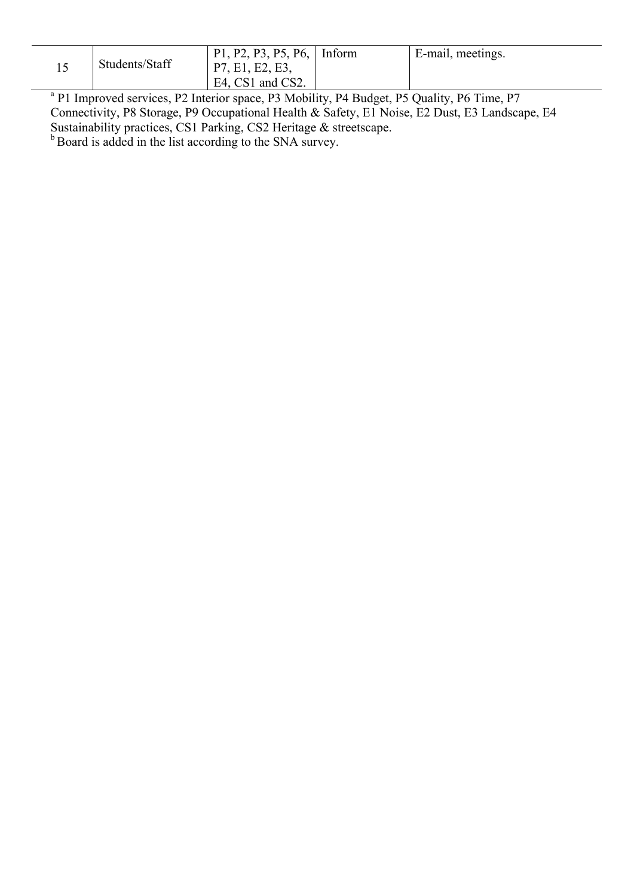| 15 | Students/Staff | P1, P2, P3, P5, P6, P7, E1, E2, E3, E4, CS1 and CS2. | Inform | E-mail, meetings. |
|---|---|---|---|---|

[a] P1 Improved services, P2 Interior space, P3 Mobility, P4 Budget, P5 Quality, P6 Time, P7 Connectivity, P8 Storage, P9 Occupational Health & Safety, E1 Noise, E2 Dust, E3 Landscape, E4 Sustainability practices, CS1 Parking, CS2 Heritage & streetscape.

[b] Board is added in the list according to the SNA survey.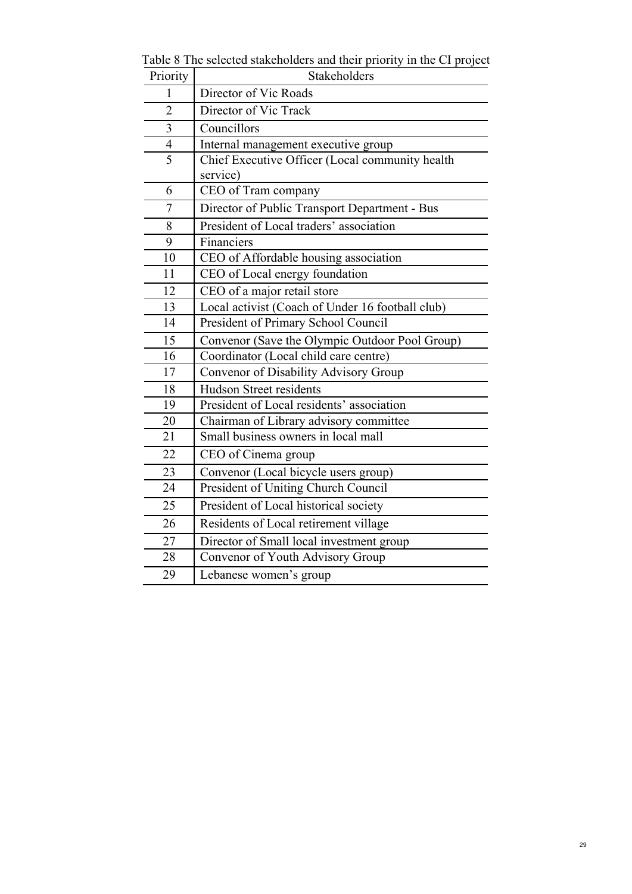Table 8 The selected stakeholders and their priority in the CI project

| Priority | Stakeholders |
|---|---|
| 1 | Director of Vic Roads |
| 2 | Director of Vic Track |
| 3 | Councillors |
| 4 | Internal management executive group |
| 5 | Chief Executive Officer (Local community health service) |
| 6 | CEO of Tram company |
| 7 | Director of Public Transport Department - Bus |
| 8 | President of Local traders' association |
| 9 | Financiers |
| 10 | CEO of Affordable housing association |
| 11 | CEO of Local energy foundation |
| 12 | CEO of a major retail store |
| 13 | Local activist (Coach of Under 16 football club) |
| 14 | President of Primary School Council |
| 15 | Convenor (Save the Olympic Outdoor Pool Group) |
| 16 | Coordinator (Local child care centre) |
| 17 | Convenor of Disability Advisory Group |
| 18 | Hudson Street residents |
| 19 | President of Local residents' association |
| 20 | Chairman of Library advisory committee |
| 21 | Small business owners in local mall |
| 22 | CEO of Cinema group |
| 23 | Convenor (Local bicycle users group) |
| 24 | President of Uniting Church Council |
| 25 | President of Local historical society |
| 26 | Residents of Local retirement village |
| 27 | Director of Small local investment group |
| 28 | Convenor of Youth Advisory Group |
| 29 | Lebanese women's group |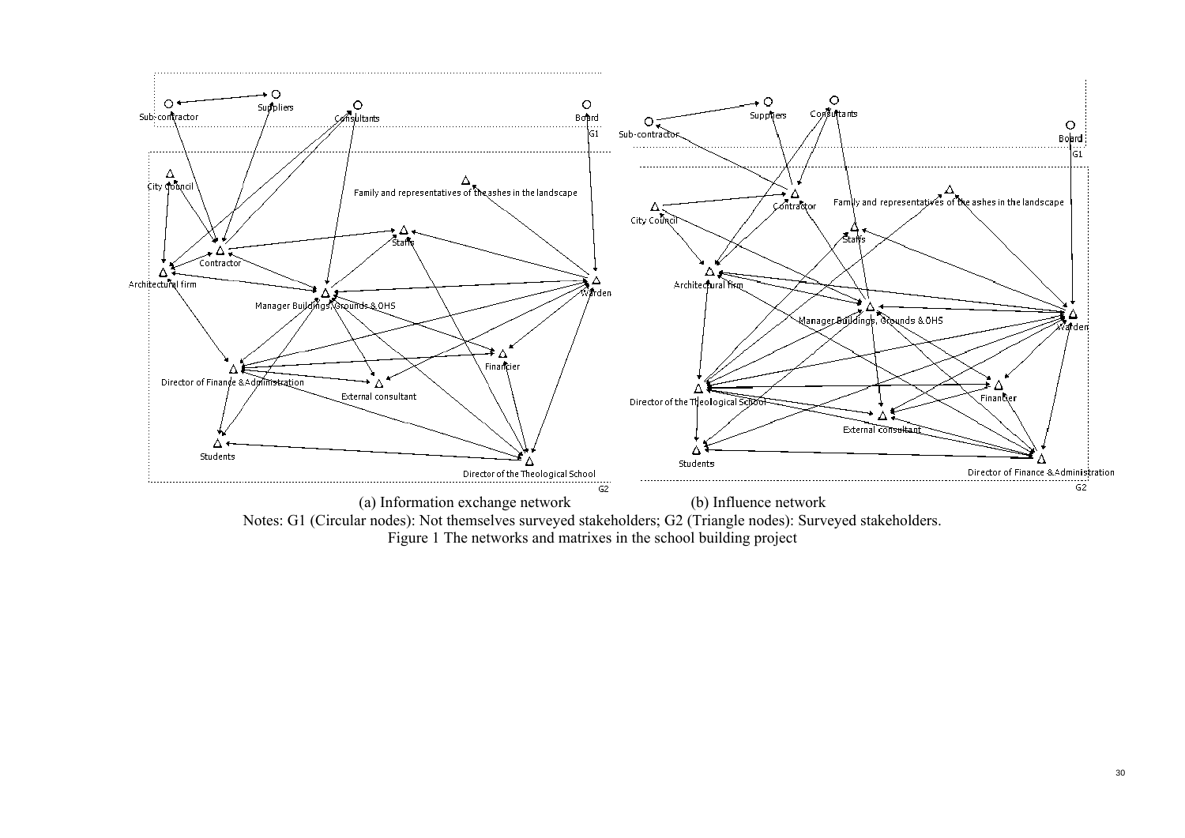G1

Sub-contractor

Suppliers

Consultants

Board

G1

City Council

Family and representatives of the ashes in the landscape

Staffs

Contractor

Architectural firm

Warden

Manager Buildings, Grounds & OHS

Financier

Director of Finance & Administration

External consultant

Students

Director of the Theological School

G2

Sub-contractor

Suppliers

Consultants

Board

G1

City Council

Contractor

Family and representatives of the ashes in the landscape

Staffs

Architectural firm

Manager Buildings, Grounds & OHS

Warden

Director of the Theological School

Financier

External consultant

Students

Director of Finance & Administration

G2

(a) Information exchange network (b) Influence network

Notes: G1 (Circular nodes): Not themselves surveyed stakeholders; G2 (Triangle nodes): Surveyed stakeholders.

Figure 1 The networks and matrixes in the school building project